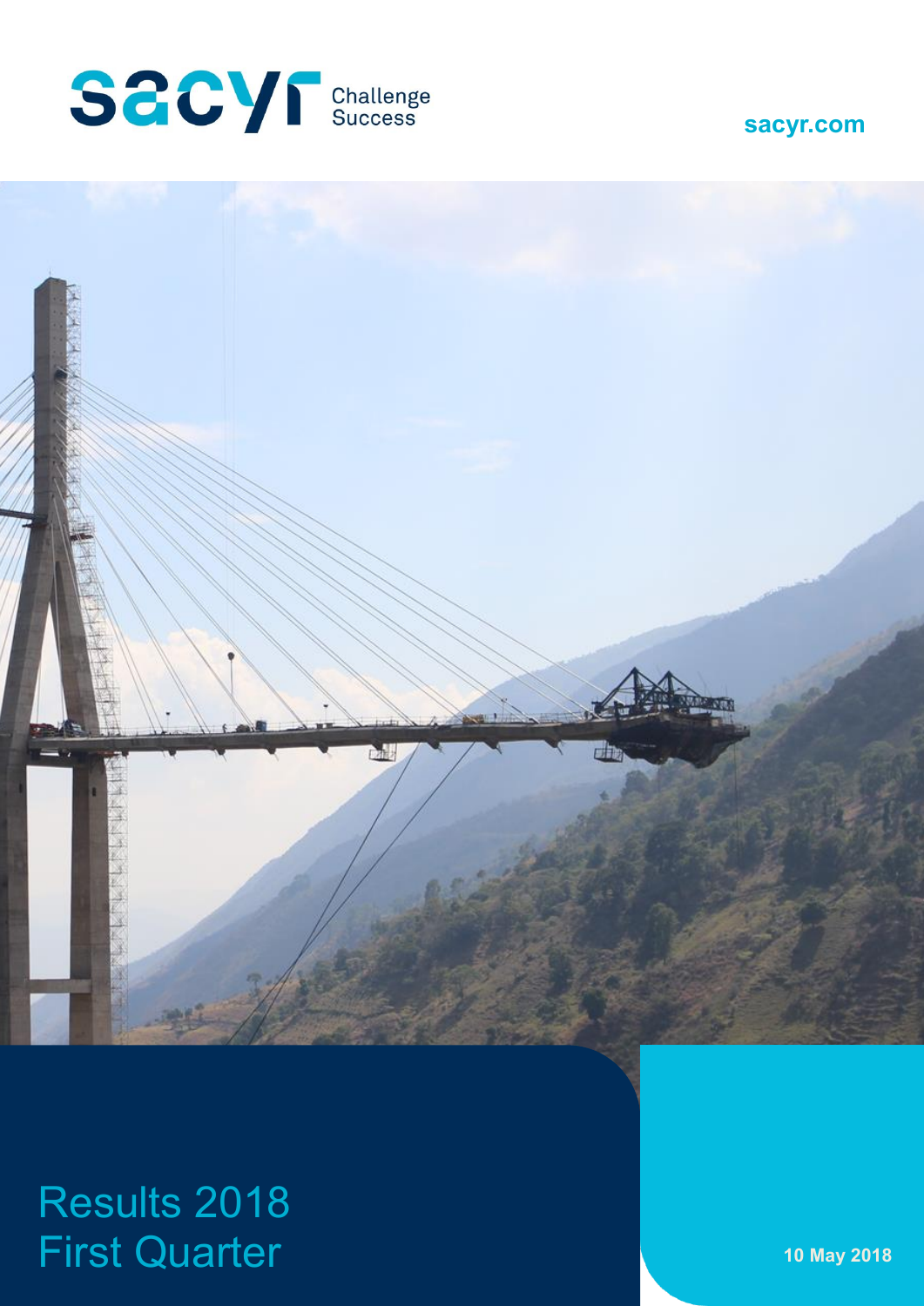sacyr Challenge Success

sacyr.com

# Results 2018 First Quarter

10 May 2018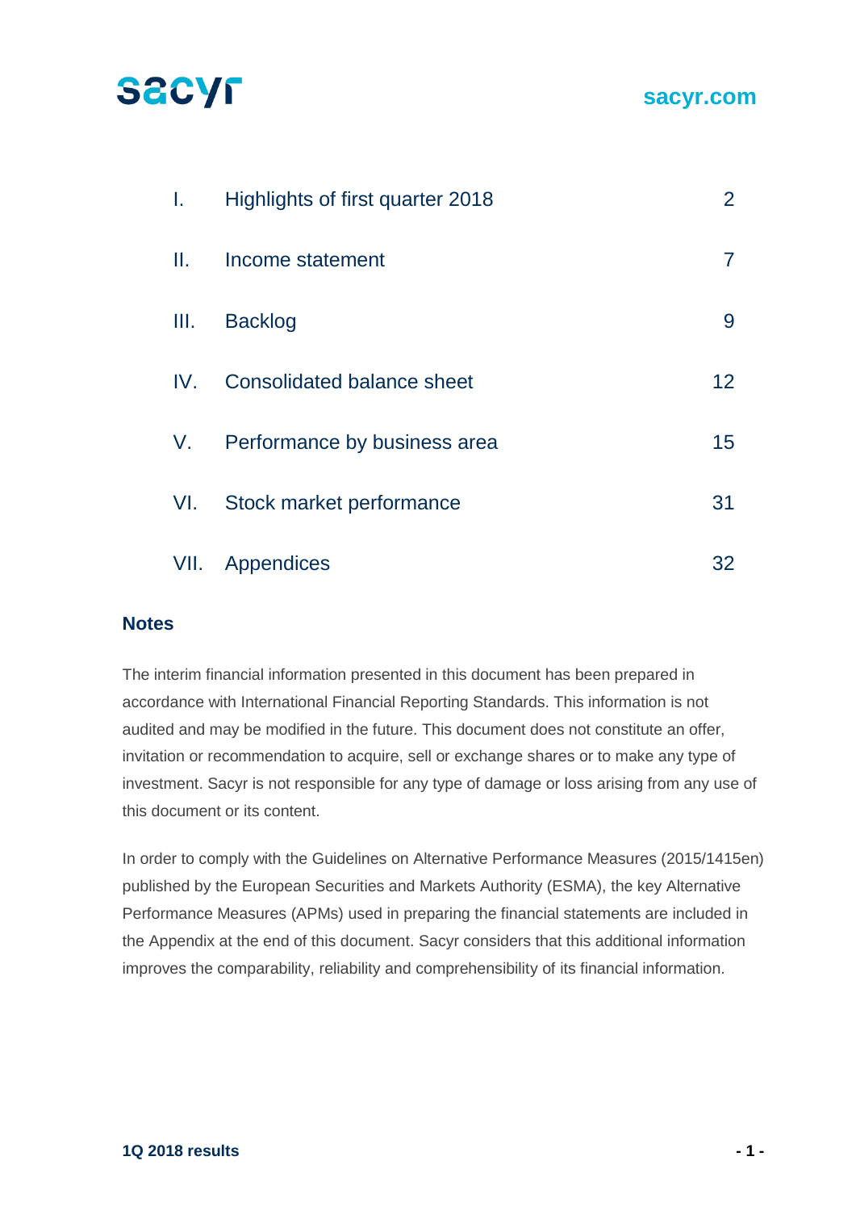sacyr

sacyr.com

| | | |
|---|---|---|
| I. | Highlights of first quarter 2018 | 2 |
| II. | Income statement | 7 |
| III. | Backlog | 9 |
| IV. | Consolidated balance sheet | 12 |
| V. | Performance by business area | 15 |
| VI. | Stock market performance | 31 |
| VII. | Appendices | 32 |

## Notes

The interim financial information presented in this document has been prepared in accordance with International Financial Reporting Standards. This information is not audited and may be modified in the future. This document does not constitute an offer, invitation or recommendation to acquire, sell or exchange shares or to make any type of investment. Sacyr is not responsible for any type of damage or loss arising from any use of this document or its content.

In order to comply with the Guidelines on Alternative Performance Measures (2015/1415en) published by the European Securities and Markets Authority (ESMA), the key Alternative Performance Measures (APMs) used in preparing the financial statements are included in the Appendix at the end of this document. Sacyr considers that this additional information improves the comparability, reliability and comprehensibility of its financial information.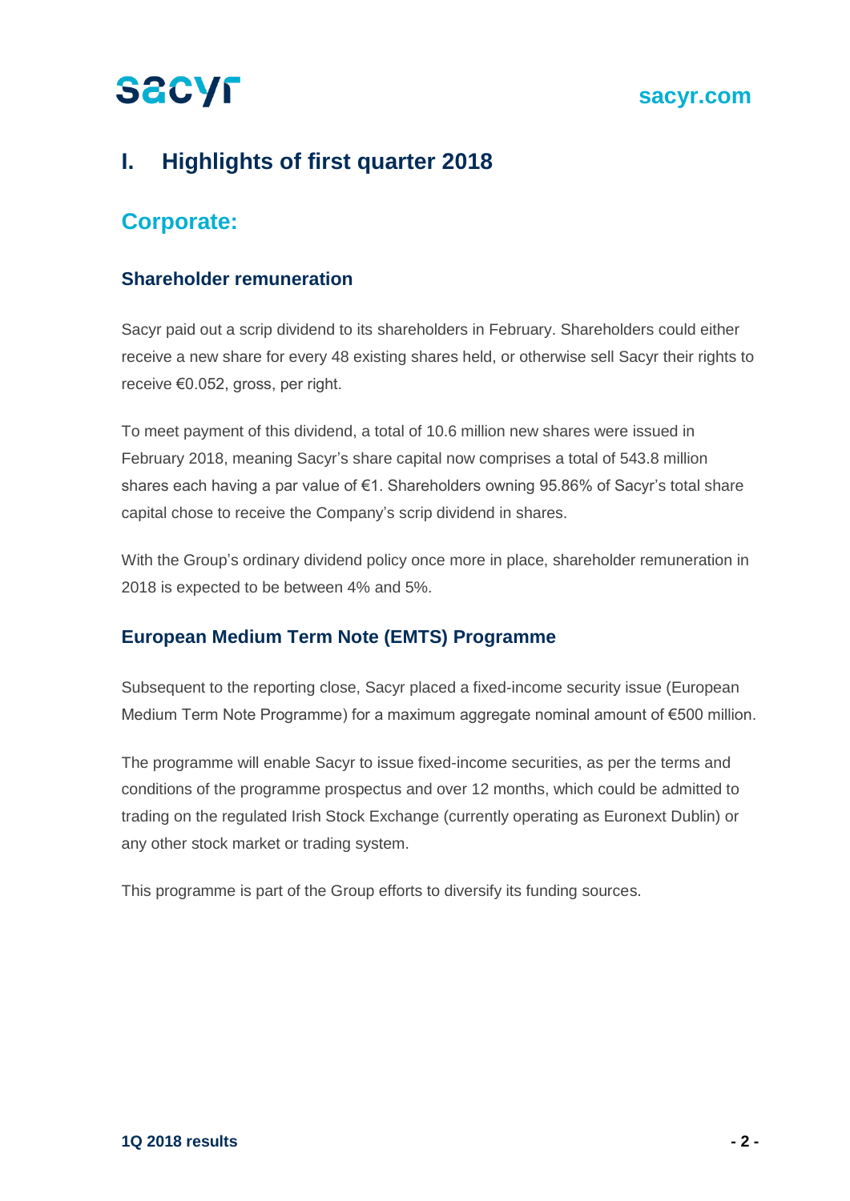# I. Highlights of first quarter 2018

## Corporate:

### Shareholder remuneration

Sacyr paid out a scrip dividend to its shareholders in February. Shareholders could either receive a new share for every 48 existing shares held, or otherwise sell Sacyr their rights to receive €0.052, gross, per right.

To meet payment of this dividend, a total of 10.6 million new shares were issued in February 2018, meaning Sacyr's share capital now comprises a total of 543.8 million shares each having a par value of €1. Shareholders owning 95.86% of Sacyr's total share capital chose to receive the Company's scrip dividend in shares.

With the Group's ordinary dividend policy once more in place, shareholder remuneration in 2018 is expected to be between 4% and 5%.

### European Medium Term Note (EMTS) Programme

Subsequent to the reporting close, Sacyr placed a fixed-income security issue (European Medium Term Note Programme) for a maximum aggregate nominal amount of €500 million.

The programme will enable Sacyr to issue fixed-income securities, as per the terms and conditions of the programme prospectus and over 12 months, which could be admitted to trading on the regulated Irish Stock Exchange (currently operating as Euronext Dublin) or any other stock market or trading system.

This programme is part of the Group efforts to diversify its funding sources.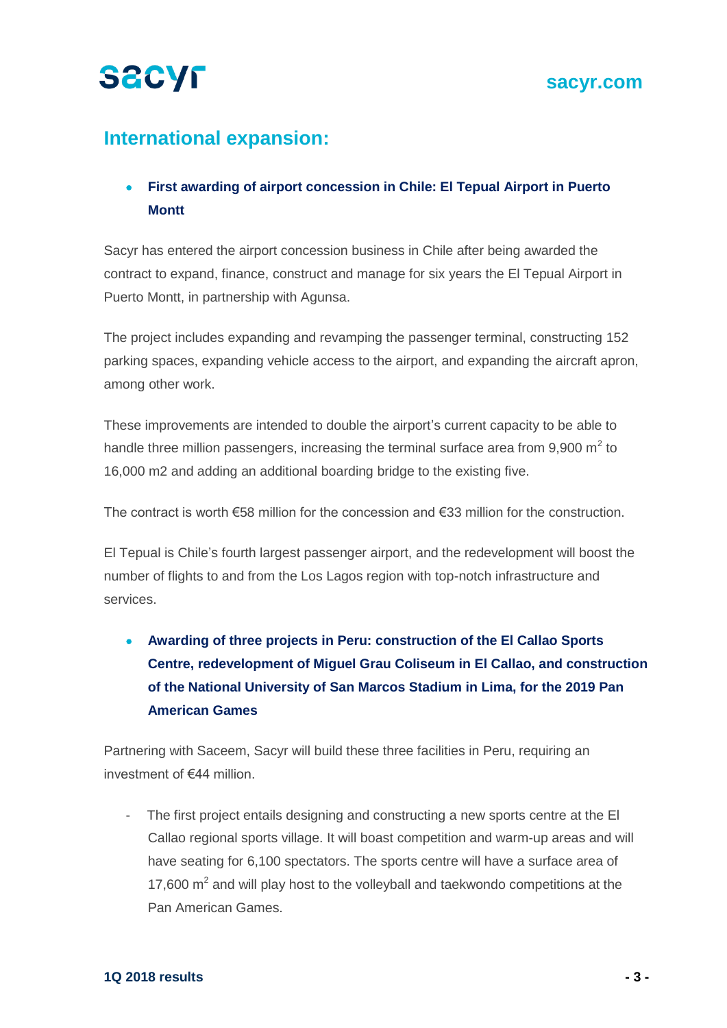## International expansion:

- **First awarding of airport concession in Chile: El Tepual Airport in Puerto Montt**

Sacyr has entered the airport concession business in Chile after being awarded the contract to expand, finance, construct and manage for six years the El Tepual Airport in Puerto Montt, in partnership with Agunsa.

The project includes expanding and revamping the passenger terminal, constructing 152 parking spaces, expanding vehicle access to the airport, and expanding the aircraft apron, among other work.

These improvements are intended to double the airport's current capacity to be able to handle three million passengers, increasing the terminal surface area from 9,900 $m^2$ to 16,000 m2 and adding an additional boarding bridge to the existing five.

The contract is worth €58 million for the concession and €33 million for the construction.

El Tepual is Chile's fourth largest passenger airport, and the redevelopment will boost the number of flights to and from the Los Lagos region with top-notch infrastructure and services.

- **Awarding of three projects in Peru: construction of the El Callao Sports Centre, redevelopment of Miguel Grau Coliseum in El Callao, and construction of the National University of San Marcos Stadium in Lima, for the 2019 Pan American Games**

Partnering with Saceem, Sacyr will build these three facilities in Peru, requiring an investment of €44 million.

- The first project entails designing and constructing a new sports centre at the El Callao regional sports village. It will boast competition and warm-up areas and will have seating for 6,100 spectators. The sports centre will have a surface area of 17,600 $m^2$ and will play host to the volleyball and taekwondo competitions at the Pan American Games.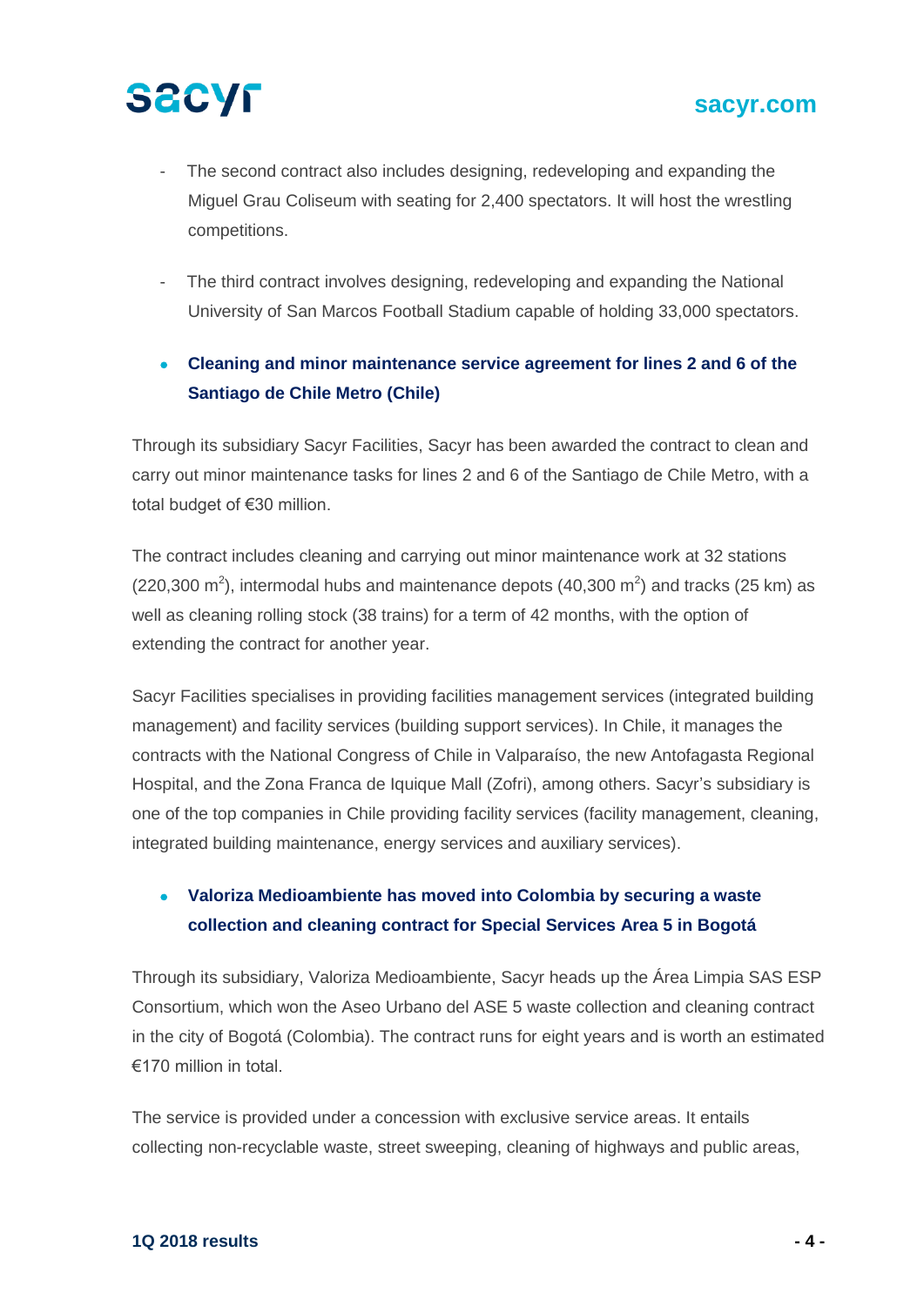- The second contract also includes designing, redeveloping and expanding the Miguel Grau Coliseum with seating for 2,400 spectators. It will host the wrestling competitions.

- The third contract involves designing, redeveloping and expanding the National University of San Marcos Football Stadium capable of holding 33,000 spectators.

- **Cleaning and minor maintenance service agreement for lines 2 and 6 of the Santiago de Chile Metro (Chile)**

Through its subsidiary Sacyr Facilities, Sacyr has been awarded the contract to clean and carry out minor maintenance tasks for lines 2 and 6 of the Santiago de Chile Metro, with a total budget of €30 million.

The contract includes cleaning and carrying out minor maintenance work at 32 stations (220,300 $m^2$), intermodal hubs and maintenance depots (40,300 $m^2$) and tracks (25 km) as well as cleaning rolling stock (38 trains) for a term of 42 months, with the option of extending the contract for another year.

Sacyr Facilities specialises in providing facilities management services (integrated building management) and facility services (building support services). In Chile, it manages the contracts with the National Congress of Chile in Valparaíso, the new Antofagasta Regional Hospital, and the Zona Franca de Iquique Mall (Zofri), among others. Sacyr's subsidiary is one of the top companies in Chile providing facility services (facility management, cleaning, integrated building maintenance, energy services and auxiliary services).

- **Valoriza Medioambiente has moved into Colombia by securing a waste collection and cleaning contract for Special Services Area 5 in Bogotá**

Through its subsidiary, Valoriza Medioambiente, Sacyr heads up the Área Limpia SAS ESP Consortium, which won the Aseo Urbano del ASE 5 waste collection and cleaning contract in the city of Bogotá (Colombia). The contract runs for eight years and is worth an estimated €170 million in total.

The service is provided under a concession with exclusive service areas. It entails collecting non-recyclable waste, street sweeping, cleaning of highways and public areas,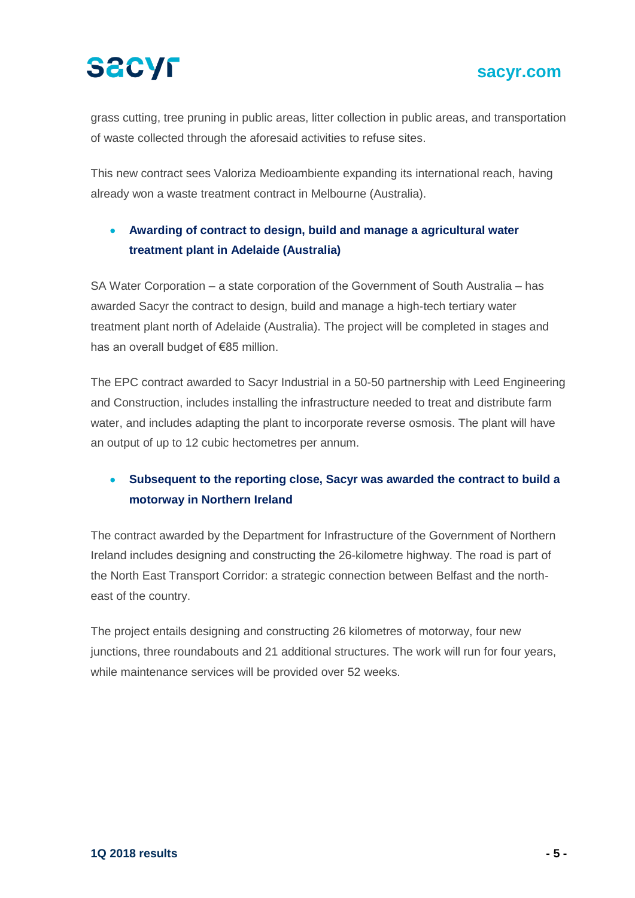grass cutting, tree pruning in public areas, litter collection in public areas, and transportation of waste collected through the aforesaid activities to refuse sites.

This new contract sees Valoriza Medioambiente expanding its international reach, having already won a waste treatment contract in Melbourne (Australia).

- **Awarding of contract to design, build and manage a agricultural water treatment plant in Adelaide (Australia)**

SA Water Corporation – a state corporation of the Government of South Australia – has awarded Sacyr the contract to design, build and manage a high-tech tertiary water treatment plant north of Adelaide (Australia). The project will be completed in stages and has an overall budget of €85 million.

The EPC contract awarded to Sacyr Industrial in a 50-50 partnership with Leed Engineering and Construction, includes installing the infrastructure needed to treat and distribute farm water, and includes adapting the plant to incorporate reverse osmosis. The plant will have an output of up to 12 cubic hectometres per annum.

- **Subsequent to the reporting close, Sacyr was awarded the contract to build a motorway in Northern Ireland**

The contract awarded by the Department for Infrastructure of the Government of Northern Ireland includes designing and constructing the 26-kilometre highway. The road is part of the North East Transport Corridor: a strategic connection between Belfast and the north-east of the country.

The project entails designing and constructing 26 kilometres of motorway, four new junctions, three roundabouts and 21 additional structures. The work will run for four years, while maintenance services will be provided over 52 weeks.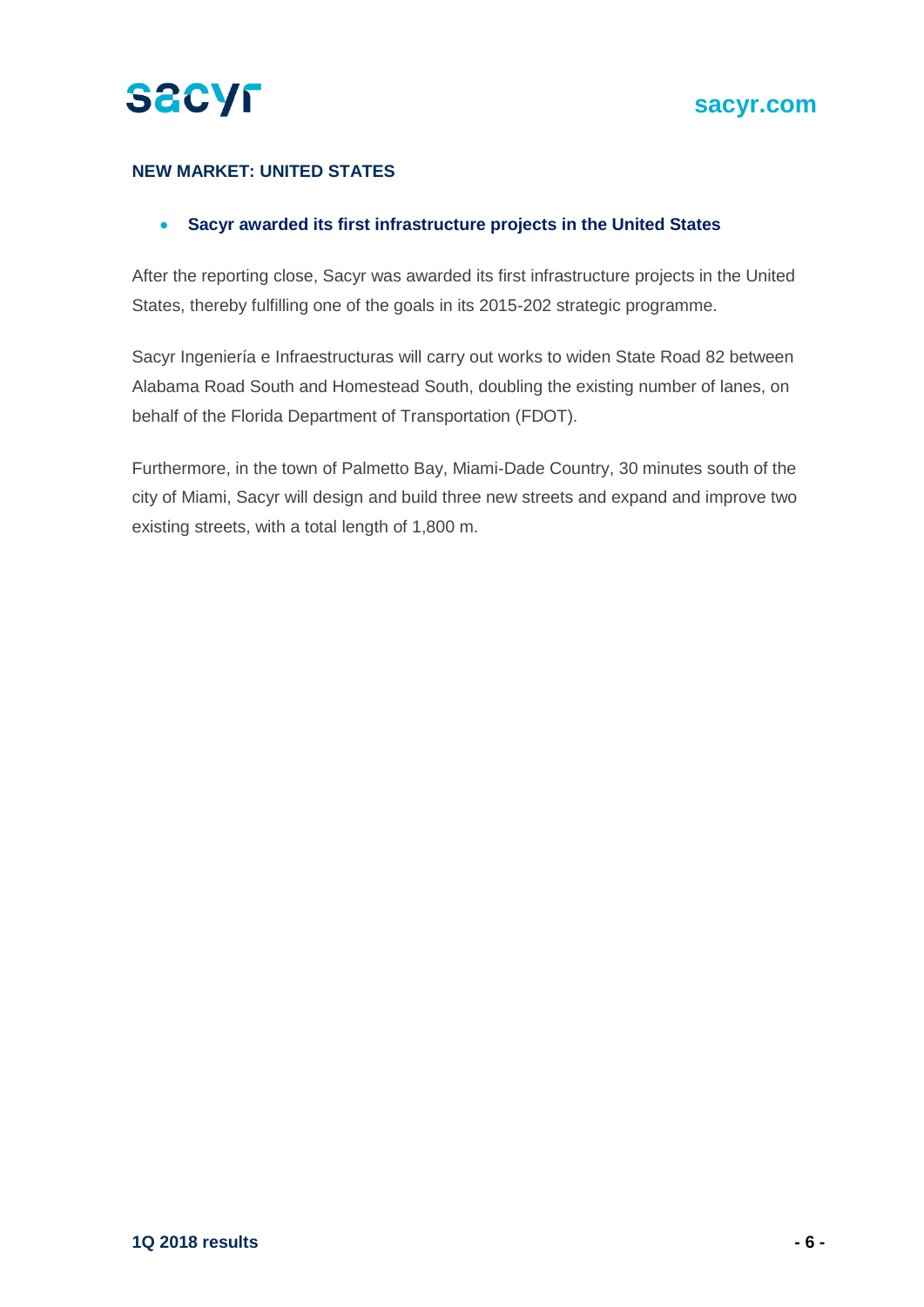## NEW MARKET: UNITED STATES

- **Sacyr awarded its first infrastructure projects in the United States**

After the reporting close, Sacyr was awarded its first infrastructure projects in the United States, thereby fulfilling one of the goals in its 2015-202 strategic programme.

Sacyr Ingeniería e Infraestructuras will carry out works to widen State Road 82 between Alabama Road South and Homestead South, doubling the existing number of lanes, on behalf of the Florida Department of Transportation (FDOT).

Furthermore, in the town of Palmetto Bay, Miami-Dade Country, 30 minutes south of the city of Miami, Sacyr will design and build three new streets and expand and improve two existing streets, with a total length of 1,800 m.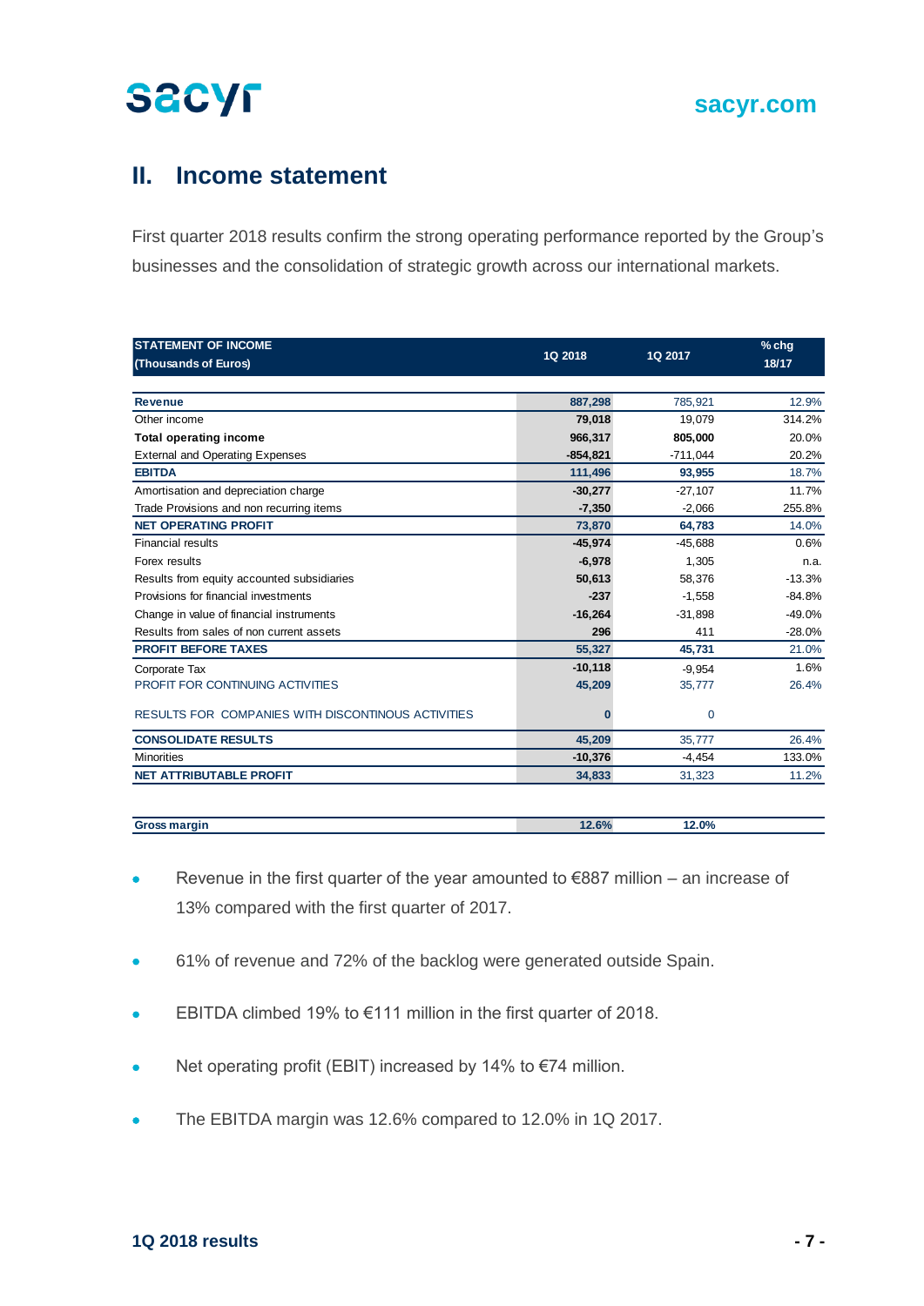## II. Income statement

First quarter 2018 results confirm the strong operating performance reported by the Group's businesses and the consolidation of strategic growth across our international markets.

| STATEMENT OF INCOME (Thousands of Euros) | 1Q 2018 | 1Q 2017 | % chg 18/17 |
|---|---|---|---|
| **Revenue** | **887,298** | 785,921 | 12.9% |
| Other income | **79,018** | 19,079 | 314.2% |
| **Total operating income** | **966,317** | **805,000** | 20.0% |
| External and Operating Expenses | **-854,821** | -711,044 | 20.2% |
| **EBITDA** | **111,496** | **93,955** | 18.7% |
| Amortisation and depreciation charge | **-30,277** | -27,107 | 11.7% |
| Trade Provisions and non recurring items | **-7,350** | -2,066 | 255.8% |
| **NET OPERATING PROFIT** | **73,870** | **64,783** | 14.0% |
| Financial results | **-45,974** | -45,688 | 0.6% |
| Forex results | **-6,978** | 1,305 | n.a. |
| Results from equity accounted subsidiaries | **50,613** | 58,376 | -13.3% |
| Provisions for financial investments | **-237** | -1,558 | -84.8% |
| Change in value of financial instruments | **-16,264** | -31,898 | -49.0% |
| Results from sales of non current assets | **296** | 411 | -28.0% |
| **PROFIT BEFORE TAXES** | **55,327** | **45,731** | 21.0% |
| Corporate Tax | **-10,118** | -9,954 | 1.6% |
| PROFIT FOR CONTINUING ACTIVITIES | **45,209** | 35,777 | 26.4% |
| RESULTS FOR COMPANIES WITH DISCONTINOUS ACTIVITIES | **0** | 0 | |
| **CONSOLIDATE RESULTS** | **45,209** | 35,777 | 26.4% |
| Minorities | **-10,376** | -4,454 | 133.0% |
| **NET ATTRIBUTABLE PROFIT** | **34,833** | 31,323 | 11.2% |
| | | | |
| **Gross margin** | **12.6%** | **12.0%** | |

- Revenue in the first quarter of the year amounted to €887 million – an increase of 13% compared with the first quarter of 2017.
- 61% of revenue and 72% of the backlog were generated outside Spain.
- EBITDA climbed 19% to €111 million in the first quarter of 2018.
- Net operating profit (EBIT) increased by 14% to €74 million.
- The EBITDA margin was 12.6% compared to 12.0% in 1Q 2017.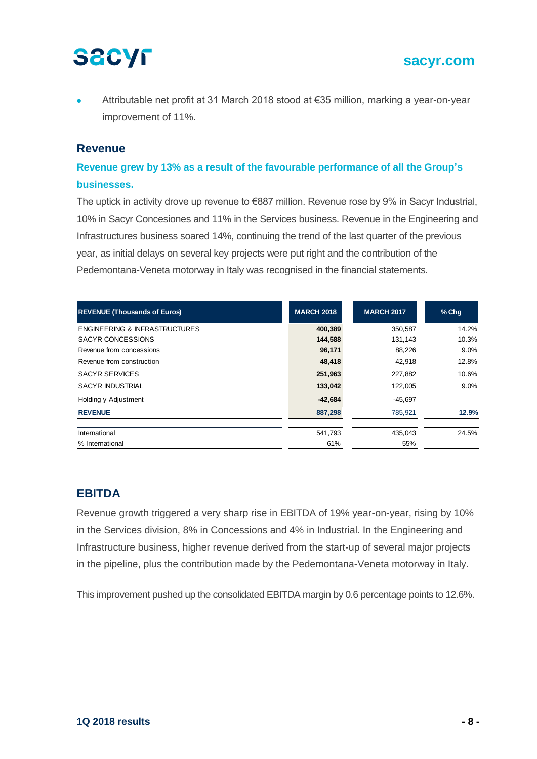- Attributable net profit at 31 March 2018 stood at €35 million, marking a year-on-year improvement of 11%.

## Revenue

### Revenue grew by 13% as a result of the favourable performance of all the Group's businesses.

The uptick in activity drove up revenue to €887 million. Revenue rose by 9% in Sacyr Industrial, 10% in Sacyr Concesiones and 11% in the Services business. Revenue in the Engineering and Infrastructures business soared 14%, continuing the trend of the last quarter of the previous year, as initial delays on several key projects were put right and the contribution of the Pedemontana-Veneta motorway in Italy was recognised in the financial statements.

| REVENUE (Thousands of Euros) | MARCH 2018 | MARCH 2017 | % Chg |
|---|---|---|---|
| ENGINEERING & INFRASTRUCTURES | **400,389** | 350,587 | 14.2% |
| SACYR CONCESSIONS | **144,588** | 131,143 | 10.3% |
| Revenue from concessions | **96,171** | 88,226 | 9.0% |
| Revenue from construction | **48,418** | 42,918 | 12.8% |
| SACYR SERVICES | **251,963** | 227,882 | 10.6% |
| SACYR INDUSTRIAL | **133,042** | 122,005 | 9.0% |
| Holding y Adjustment | **-42,684** | -45,697 | |
| **REVENUE** | **887,298** | 785,921 | **12.9%** |
| | | | |
| International | 541,793 | 435,043 | 24.5% |
| % International | 61% | 55% | |

## EBITDA

Revenue growth triggered a very sharp rise in EBITDA of 19% year-on-year, rising by 10% in the Services division, 8% in Concessions and 4% in Industrial. In the Engineering and Infrastructure business, higher revenue derived from the start-up of several major projects in the pipeline, plus the contribution made by the Pedemontana-Veneta motorway in Italy.

This improvement pushed up the consolidated EBITDA margin by 0.6 percentage points to 12.6%.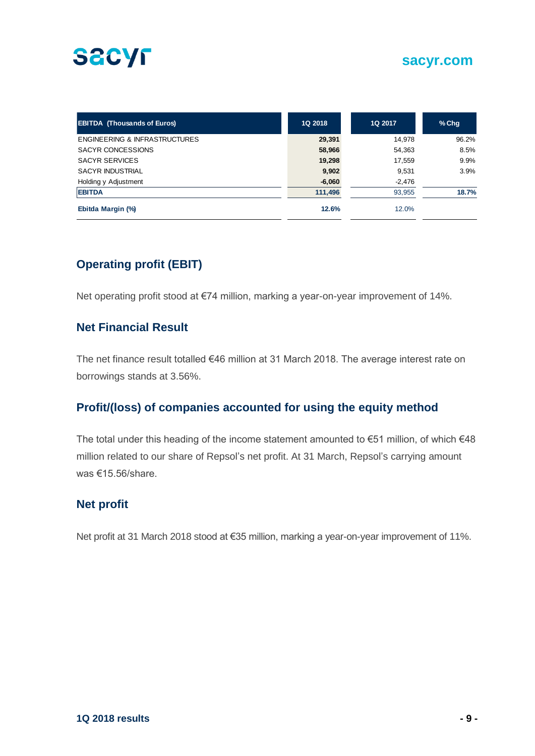| EBITDA (Thousands of Euros) | 1Q 2018 | 1Q 2017 | % Chg |
|---|---|---|---|
| ENGINEERING & INFRASTRUCTURES | **29,391** | 14,978 | 96.2% |
| SACYR CONCESSIONS | **58,966** | 54,363 | 8.5% |
| SACYR SERVICES | **19,298** | 17,559 | 9.9% |
| SACYR INDUSTRIAL | **9,902** | 9,531 | 3.9% |
| Holding y Adjustment | **-6,060** | -2,476 | |
| **EBITDA** | **111,496** | 93,955 | **18.7%** |
| **Ebitda Margin (%)** | **12.6%** | 12.0% | |

## Operating profit (EBIT)

Net operating profit stood at €74 million, marking a year-on-year improvement of 14%.

## Net Financial Result

The net finance result totalled €46 million at 31 March 2018. The average interest rate on borrowings stands at 3.56%.

## Profit/(loss) of companies accounted for using the equity method

The total under this heading of the income statement amounted to €51 million, of which €48 million related to our share of Repsol's net profit. At 31 March, Repsol's carrying amount was €15.56/share.

## Net profit

Net profit at 31 March 2018 stood at €35 million, marking a year-on-year improvement of 11%.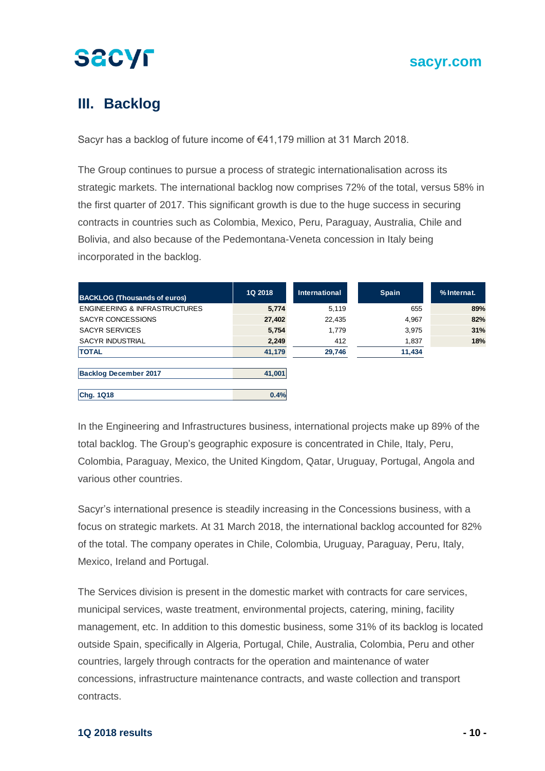## III. Backlog

Sacyr has a backlog of future income of €41,179 million at 31 March 2018.

The Group continues to pursue a process of strategic internationalisation across its strategic markets. The international backlog now comprises 72% of the total, versus 58% in the first quarter of 2017. This significant growth is due to the huge success in securing contracts in countries such as Colombia, Mexico, Peru, Paraguay, Australia, Chile and Bolivia, and also because of the Pedemontana-Veneta concession in Italy being incorporated in the backlog.

| BACKLOG (Thousands of euros) | 1Q 2018 | International | Spain | % Internat. |
|---|---|---|---|---|
| ENGINEERING & INFRASTRUCTURES | 5,774 | 5,119 | 655 | 89% |
| SACYR CONCESSIONS | 27,402 | 22,435 | 4,967 | 82% |
| SACYR SERVICES | 5,754 | 1,779 | 3,975 | 31% |
| SACYR INDUSTRIAL | 2,249 | 412 | 1,837 | 18% |
| TOTAL | 41,179 | 29,746 | 11,434 | |
| | | | | |
| Backlog December 2017 | 41,001 | | | |
| | | | | |
| Chg. 1Q18 | 0.4% | | | |

In the Engineering and Infrastructures business, international projects make up 89% of the total backlog. The Group's geographic exposure is concentrated in Chile, Italy, Peru, Colombia, Paraguay, Mexico, the United Kingdom, Qatar, Uruguay, Portugal, Angola and various other countries.

Sacyr's international presence is steadily increasing in the Concessions business, with a focus on strategic markets. At 31 March 2018, the international backlog accounted for 82% of the total. The company operates in Chile, Colombia, Uruguay, Paraguay, Peru, Italy, Mexico, Ireland and Portugal.

The Services division is present in the domestic market with contracts for care services, municipal services, waste treatment, environmental projects, catering, mining, facility management, etc. In addition to this domestic business, some 31% of its backlog is located outside Spain, specifically in Algeria, Portugal, Chile, Australia, Colombia, Peru and other countries, largely through contracts for the operation and maintenance of water concessions, infrastructure maintenance contracts, and waste collection and transport contracts.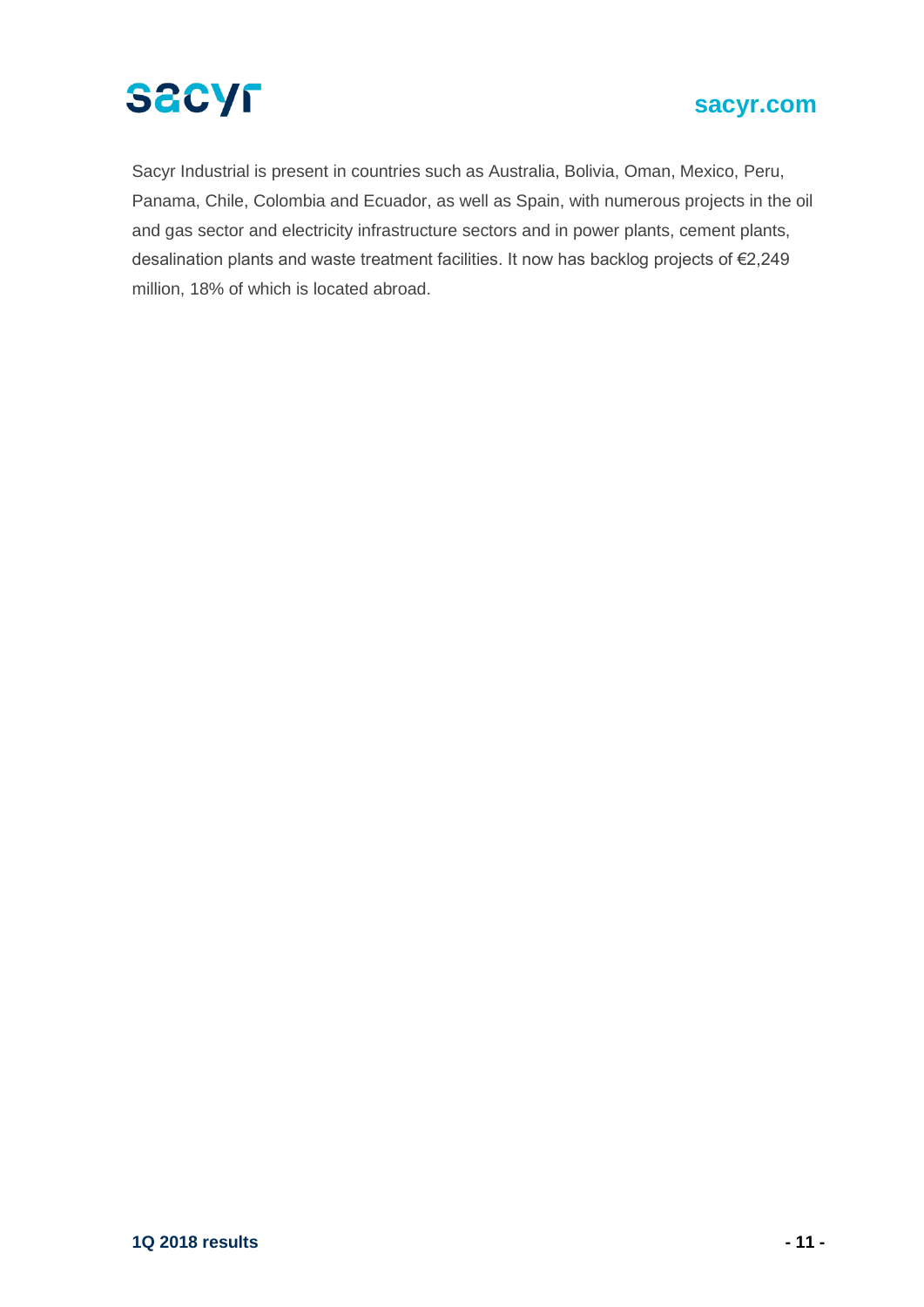Sacyr Industrial is present in countries such as Australia, Bolivia, Oman, Mexico, Peru, Panama, Chile, Colombia and Ecuador, as well as Spain, with numerous projects in the oil and gas sector and electricity infrastructure sectors and in power plants, cement plants, desalination plants and waste treatment facilities. It now has backlog projects of €2,249 million, 18% of which is located abroad.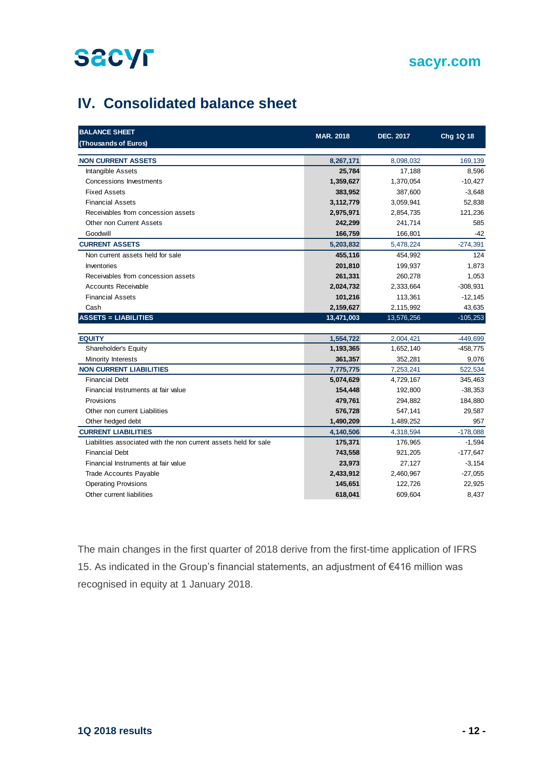# IV. Consolidated balance sheet

| BALANCE SHEET (Thousands of Euros) | MAR. 2018 | DEC. 2017 | Chg 1Q 18 |
|---|---|---|---|
| **NON CURRENT ASSETS** | **8,267,171** | 8,098,032 | 169,139 |
| Intangible Assets | **25,784** | 17,188 | 8,596 |
| Concessions Investments | **1,359,627** | 1,370,054 | -10,427 |
| Fixed Assets | **383,952** | 387,600 | -3,648 |
| Financial Assets | **3,112,779** | 3,059,941 | 52,838 |
| Receivables from concession assets | **2,975,971** | 2,854,735 | 121,236 |
| Other non Current Assets | **242,299** | 241,714 | 585 |
| Goodwill | **166,759** | 166,801 | -42 |
| **CURRENT ASSETS** | **5,203,832** | 5,478,224 | -274,391 |
| Non current assets held for sale | **455,116** | 454,992 | 124 |
| Inventories | **201,810** | 199,937 | 1,873 |
| Receivables from concession assets | **261,331** | 260,278 | 1,053 |
| Accounts Receivable | **2,024,732** | 2,333,664 | -308,931 |
| Financial Assets | **101,216** | 113,361 | -12,145 |
| Cash | **2,159,627** | 2,115,992 | 43,635 |
| **ASSETS = LIABILITIES** | **13,471,003** | 13,576,256 | -105,253 |
| | | | |
| **EQUITY** | **1,554,722** | 2,004,421 | -449,699 |
| Shareholder's Equity | **1,193,365** | 1,652,140 | -458,775 |
| Minority Interests | **361,357** | 352,281 | 9,076 |
| **NON CURRENT LIABILITIES** | **7,775,775** | 7,253,241 | 522,534 |
| Financial Debt | **5,074,629** | 4,729,167 | 345,463 |
| Financial Instruments at fair value | **154,448** | 192,800 | -38,353 |
| Provisions | **479,761** | 294,882 | 184,880 |
| Other non current Liabilities | **576,728** | 547,141 | 29,587 |
| Other hedged debt | **1,490,209** | 1,489,252 | 957 |
| **CURRENT LIABILITIES** | **4,140,506** | 4,318,594 | -178,088 |
| Liabilities associated with the non current assets held for sale | **175,371** | 176,965 | -1,594 |
| Financial Debt | **743,558** | 921,205 | -177,647 |
| Financial Instruments at fair value | **23,973** | 27,127 | -3,154 |
| Trade Accounts Payable | **2,433,912** | 2,460,967 | -27,055 |
| Operating Provisions | **145,651** | 122,726 | 22,925 |
| Other current liabilities | **618,041** | 609,604 | 8,437 |

The main changes in the first quarter of 2018 derive from the first-time application of IFRS 15. As indicated in the Group's financial statements, an adjustment of €416 million was recognised in equity at 1 January 2018.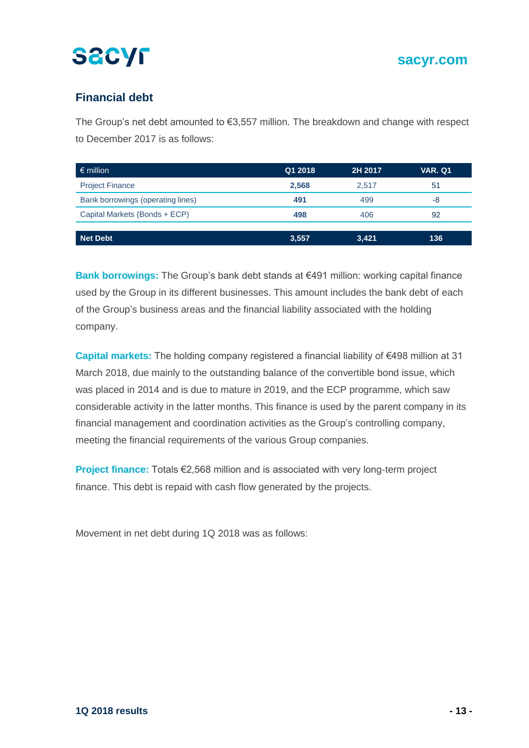## Financial debt

The Group's net debt amounted to €3,557 million. The breakdown and change with respect to December 2017 is as follows:

| € million | Q1 2018 | 2H 2017 | VAR. Q1 |
|---|---|---|---|
| Project Finance | **2,568** | 2,517 | 51 |
| Bank borrowings (operating lines) | **491** | 499 | -8 |
| Capital Markets (Bonds + ECP) | **498** | 406 | 92 |
| **Net Debt** | **3,557** | **3,421** | **136** |

**Bank borrowings:** The Group's bank debt stands at €491 million: working capital finance used by the Group in its different businesses. This amount includes the bank debt of each of the Group's business areas and the financial liability associated with the holding company.

**Capital markets:** The holding company registered a financial liability of €498 million at 31 March 2018, due mainly to the outstanding balance of the convertible bond issue, which was placed in 2014 and is due to mature in 2019, and the ECP programme, which saw considerable activity in the latter months. This finance is used by the parent company in its financial management and coordination activities as the Group's controlling company, meeting the financial requirements of the various Group companies.

**Project finance:** Totals €2,568 million and is associated with very long-term project finance. This debt is repaid with cash flow generated by the projects.

Movement in net debt during 1Q 2018 was as follows: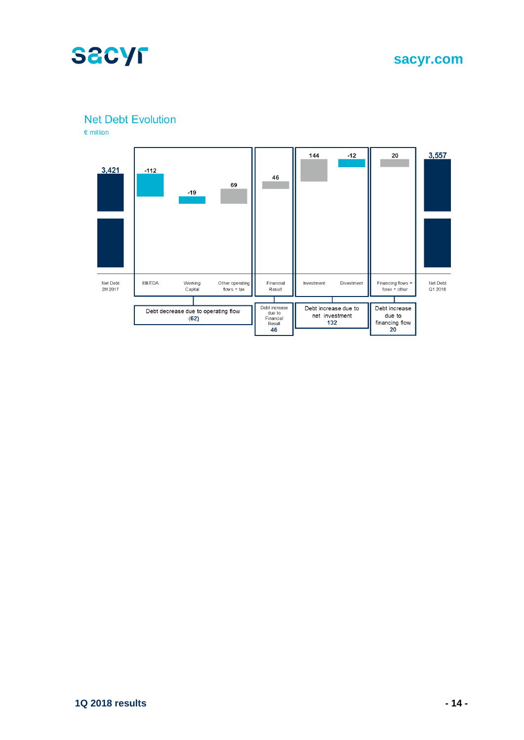## Net Debt Evolution

€ million

| Net Debt 2H 2017 | EBITDA | Working Capital | Other operating flows + tax | Financial Result | Investment | Divestment | Financing flows + forex + other | Net Debt Q1 2018 |
|---|---|---|---|---|---|---|---|---|
| 3,421 | -112 | -19 | 69 | 46 | 144 | -12 | 20 | 3,557 |

| Debt decrease due to operating flow | Debt increase due to Financial Result | Debt increase due to net investment | Debt increase due to financing flow |
|---|---|---|---|
| (62) | 46 | 132 | 20 |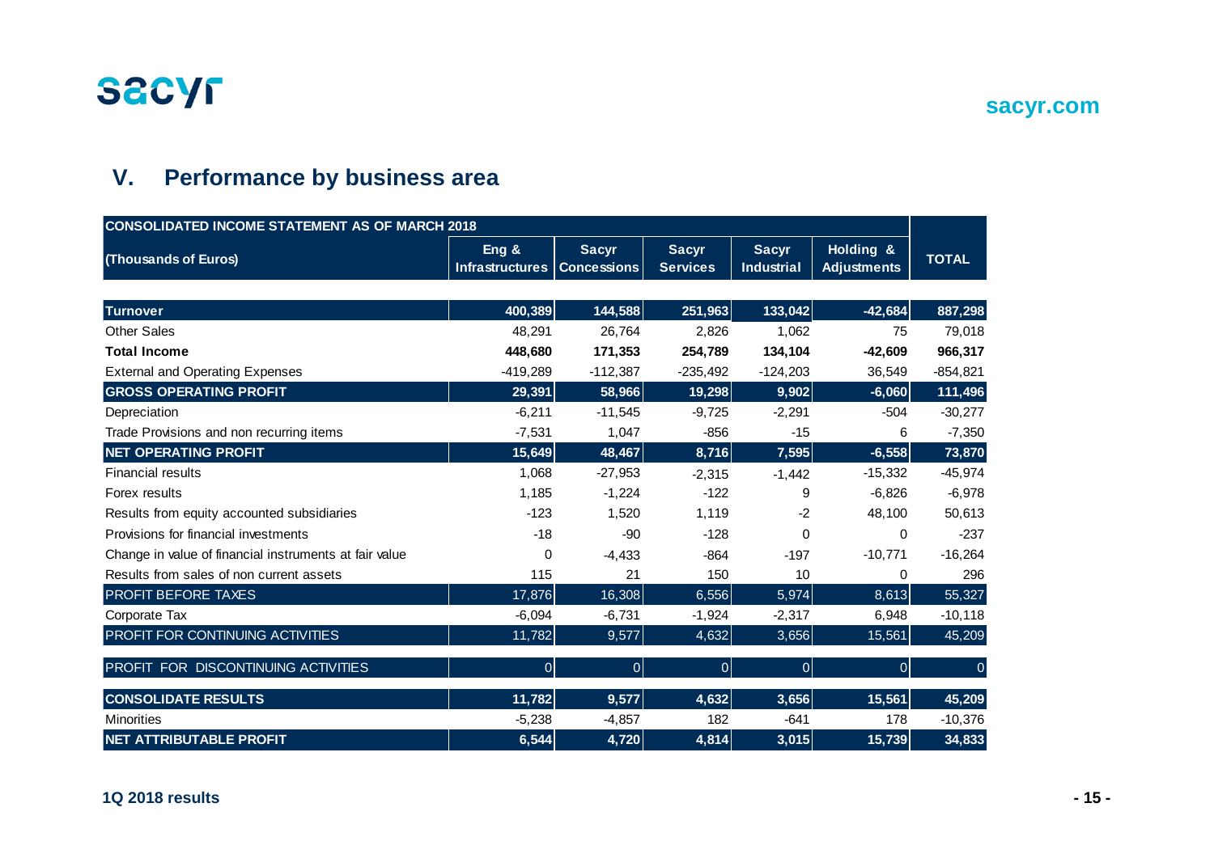## V. Performance by business area

| CONSOLIDATED INCOME STATEMENT AS OF MARCH 2018 | | | | | | |
|---|---|---|---|---|---|---|
| (Thousands of Euros) | Eng & Infrastructures | Sacyr Concessions | Sacyr Services | Sacyr Industrial | Holding & Adjustments | TOTAL |
| **Turnover** | **400,389** | **144,588** | **251,963** | **133,042** | **-42,684** | **887,298** |
| Other Sales | 48,291 | 26,764 | 2,826 | 1,062 | 75 | 79,018 |
| **Total Income** | **448,680** | **171,353** | **254,789** | **134,104** | **-42,609** | **966,317** |
| External and Operating Expenses | -419,289 | -112,387 | -235,492 | -124,203 | 36,549 | -854,821 |
| **GROSS OPERATING PROFIT** | **29,391** | **58,966** | **19,298** | **9,902** | **-6,060** | **111,496** |
| Depreciation | -6,211 | -11,545 | -9,725 | -2,291 | -504 | -30,277 |
| Trade Provisions and non recurring items | -7,531 | 1,047 | -856 | -15 | 6 | -7,350 |
| **NET OPERATING PROFIT** | **15,649** | **48,467** | **8,716** | **7,595** | **-6,558** | **73,870** |
| Financial results | 1,068 | -27,953 | -2,315 | -1,442 | -15,332 | -45,974 |
| Forex results | 1,185 | -1,224 | -122 | 9 | -6,826 | -6,978 |
| Results from equity accounted subsidiaries | -123 | 1,520 | 1,119 | -2 | 48,100 | 50,613 |
| Provisions for financial investments | -18 | -90 | -128 | 0 | 0 | -237 |
| Change in value of financial instruments at fair value | 0 | -4,433 | -864 | -197 | -10,771 | -16,264 |
| Results from sales of non current assets | 115 | 21 | 150 | 10 | 0 | 296 |
| PROFIT BEFORE TAXES | 17,876 | 16,308 | 6,556 | 5,974 | 8,613 | 55,327 |
| Corporate Tax | -6,094 | -6,731 | -1,924 | -2,317 | 6,948 | -10,118 |
| PROFIT FOR CONTINUING ACTIVITIES | 11,782 | 9,577 | 4,632 | 3,656 | 15,561 | 45,209 |
| PROFIT FOR DISCONTINUING ACTIVITIES | 0 | 0 | 0 | 0 | 0 | 0 |
| **CONSOLIDATE RESULTS** | **11,782** | **9,577** | **4,632** | **3,656** | **15,561** | **45,209** |
| Minorities | -5,238 | -4,857 | 182 | -641 | 178 | -10,376 |
| **NET ATTRIBUTABLE PROFIT** | **6,544** | **4,720** | **4,814** | **3,015** | **15,739** | **34,833** |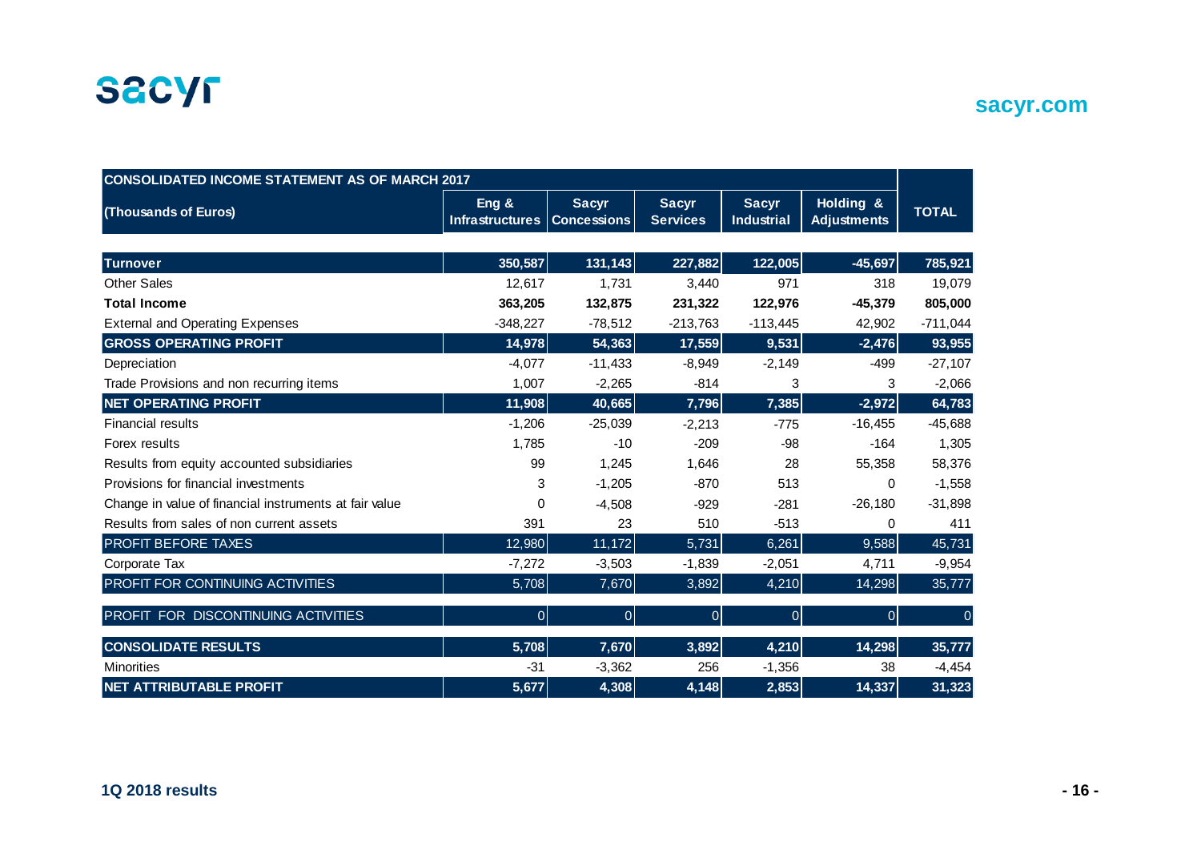| CONSOLIDATED INCOME STATEMENT AS OF MARCH 2017 | | | | | | |
|---|---|---|---|---|---|---|
| (Thousands of Euros) | Eng & Infrastructures | Sacyr Concessions | Sacyr Services | Sacyr Industrial | Holding & Adjustments | TOTAL |
| **Turnover** | **350,587** | **131,143** | **227,882** | **122,005** | **-45,697** | **785,921** |
| Other Sales | 12,617 | 1,731 | 3,440 | 971 | 318 | 19,079 |
| **Total Income** | **363,205** | **132,875** | **231,322** | **122,976** | **-45,379** | **805,000** |
| External and Operating Expenses | -348,227 | -78,512 | -213,763 | -113,445 | 42,902 | -711,044 |
| **GROSS OPERATING PROFIT** | **14,978** | **54,363** | **17,559** | **9,531** | **-2,476** | **93,955** |
| Depreciation | -4,077 | -11,433 | -8,949 | -2,149 | -499 | -27,107 |
| Trade Provisions and non recurring items | 1,007 | -2,265 | -814 | 3 | 3 | -2,066 |
| **NET OPERATING PROFIT** | **11,908** | **40,665** | **7,796** | **7,385** | **-2,972** | **64,783** |
| Financial results | -1,206 | -25,039 | -2,213 | -775 | -16,455 | -45,688 |
| Forex results | 1,785 | -10 | -209 | -98 | -164 | 1,305 |
| Results from equity accounted subsidiaries | 99 | 1,245 | 1,646 | 28 | 55,358 | 58,376 |
| Provisions for financial investments | 3 | -1,205 | -870 | 513 | 0 | -1,558 |
| Change in value of financial instruments at fair value | 0 | -4,508 | -929 | -281 | -26,180 | -31,898 |
| Results from sales of non current assets | 391 | 23 | 510 | -513 | 0 | 411 |
| PROFIT BEFORE TAXES | 12,980 | 11,172 | 5,731 | 6,261 | 9,588 | 45,731 |
| Corporate Tax | -7,272 | -3,503 | -1,839 | -2,051 | 4,711 | -9,954 |
| PROFIT FOR CONTINUING ACTIVITIES | 5,708 | 7,670 | 3,892 | 4,210 | 14,298 | 35,777 |
| PROFIT FOR DISCONTINUING ACTIVITIES | 0 | 0 | 0 | 0 | 0 | 0 |
| **CONSOLIDATE RESULTS** | **5,708** | **7,670** | **3,892** | **4,210** | **14,298** | **35,777** |
| Minorities | -31 | -3,362 | 256 | -1,356 | 38 | -4,454 |
| **NET ATTRIBUTABLE PROFIT** | **5,677** | **4,308** | **4,148** | **2,853** | **14,337** | **31,323** |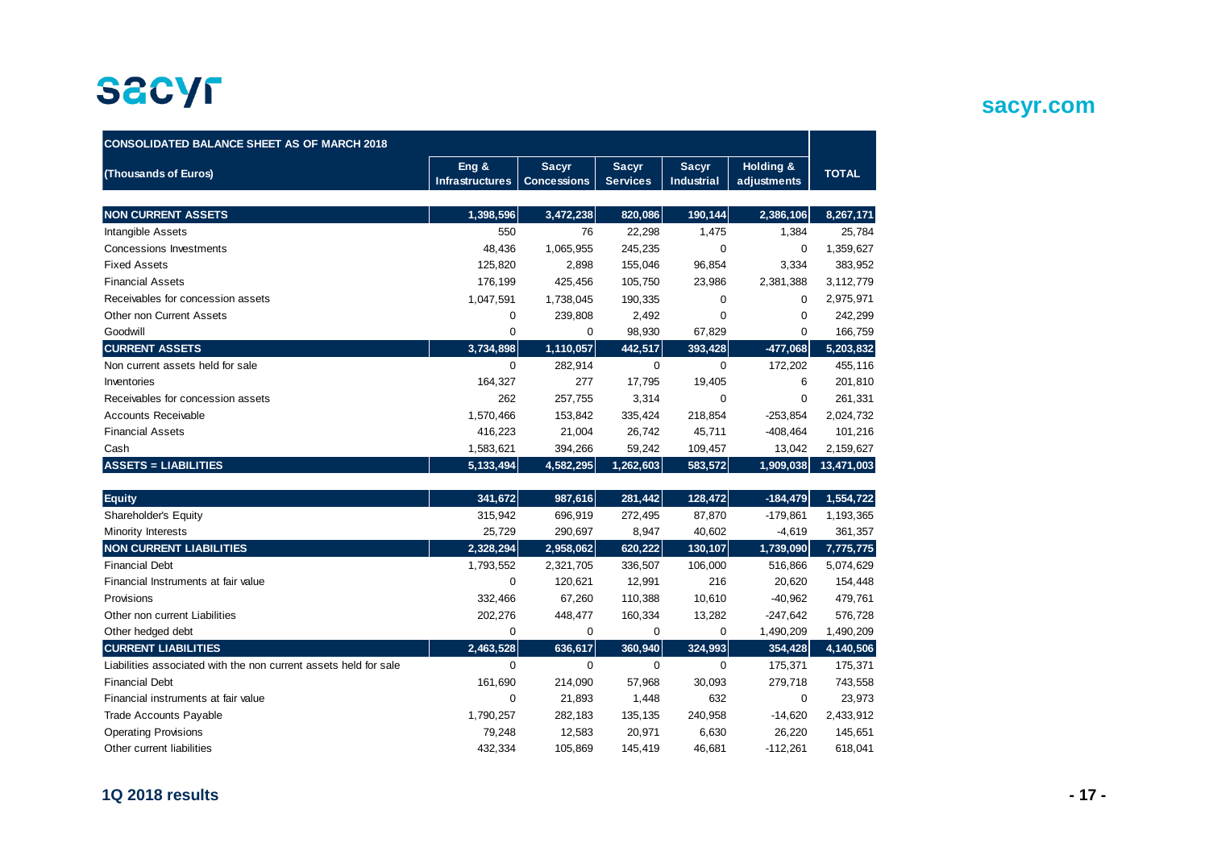| CONSOLIDATED BALANCE SHEET AS OF MARCH 2018 | | | | | | |
|---|---|---|---|---|---|---|
| (Thousands of Euros) | Eng & Infrastructures | Sacyr Concessions | Sacyr Services | Sacyr Industrial | Holding & adjustments | TOTAL |
| **NON CURRENT ASSETS** | **1,398,596** | **3,472,238** | **820,086** | **190,144** | **2,386,106** | **8,267,171** |
| Intangible Assets | 550 | 76 | 22,298 | 1,475 | 1,384 | 25,784 |
| Concessions Investments | 48,436 | 1,065,955 | 245,235 | 0 | 0 | 1,359,627 |
| Fixed Assets | 125,820 | 2,898 | 155,046 | 96,854 | 3,334 | 383,952 |
| Financial Assets | 176,199 | 425,456 | 105,750 | 23,986 | 2,381,388 | 3,112,779 |
| Receivables for concession assets | 1,047,591 | 1,738,045 | 190,335 | 0 | 0 | 2,975,971 |
| Other non Current Assets | 0 | 239,808 | 2,492 | 0 | 0 | 242,299 |
| Goodwill | 0 | 0 | 98,930 | 67,829 | 0 | 166,759 |
| **CURRENT ASSETS** | **3,734,898** | **1,110,057** | **442,517** | **393,428** | **-477,068** | **5,203,832** |
| Non current assets held for sale | 0 | 282,914 | 0 | 0 | 172,202 | 455,116 |
| Inventories | 164,327 | 277 | 17,795 | 19,405 | 6 | 201,810 |
| Receivables for concession assets | 262 | 257,755 | 3,314 | 0 | 0 | 261,331 |
| Accounts Receivable | 1,570,466 | 153,842 | 335,424 | 218,854 | -253,854 | 2,024,732 |
| Financial Assets | 416,223 | 21,004 | 26,742 | 45,711 | -408,464 | 101,216 |
| Cash | 1,583,621 | 394,266 | 59,242 | 109,457 | 13,042 | 2,159,627 |
| **ASSETS = LIABILITIES** | **5,133,494** | **4,582,295** | **1,262,603** | **583,572** | **1,909,038** | **13,471,003** |
| **Equity** | **341,672** | **987,616** | **281,442** | **128,472** | **-184,479** | **1,554,722** |
| Shareholder's Equity | 315,942 | 696,919 | 272,495 | 87,870 | -179,861 | 1,193,365 |
| Minority Interests | 25,729 | 290,697 | 8,947 | 40,602 | -4,619 | 361,357 |
| **NON CURRENT LIABILITIES** | **2,328,294** | **2,958,062** | **620,222** | **130,107** | **1,739,090** | **7,775,775** |
| Financial Debt | 1,793,552 | 2,321,705 | 336,507 | 106,000 | 516,866 | 5,074,629 |
| Financial Instruments at fair value | 0 | 120,621 | 12,991 | 216 | 20,620 | 154,448 |
| Provisions | 332,466 | 67,260 | 110,388 | 10,610 | -40,962 | 479,761 |
| Other non current Liabilities | 202,276 | 448,477 | 160,334 | 13,282 | -247,642 | 576,728 |
| Other hedged debt | 0 | 0 | 0 | 0 | 1,490,209 | 1,490,209 |
| **CURRENT LIABILITIES** | **2,463,528** | **636,617** | **360,940** | **324,993** | **354,428** | **4,140,506** |
| Liabilities associated with the non current assets held for sale | 0 | 0 | 0 | 0 | 175,371 | 175,371 |
| Financial Debt | 161,690 | 214,090 | 57,968 | 30,093 | 279,718 | 743,558 |
| Financial instruments at fair value | 0 | 21,893 | 1,448 | 632 | 0 | 23,973 |
| Trade Accounts Payable | 1,790,257 | 282,183 | 135,135 | 240,958 | -14,620 | 2,433,912 |
| Operating Provisions | 79,248 | 12,583 | 20,971 | 6,630 | 26,220 | 145,651 |
| Other current liabilities | 432,334 | 105,869 | 145,419 | 46,681 | -112,261 | 618,041 |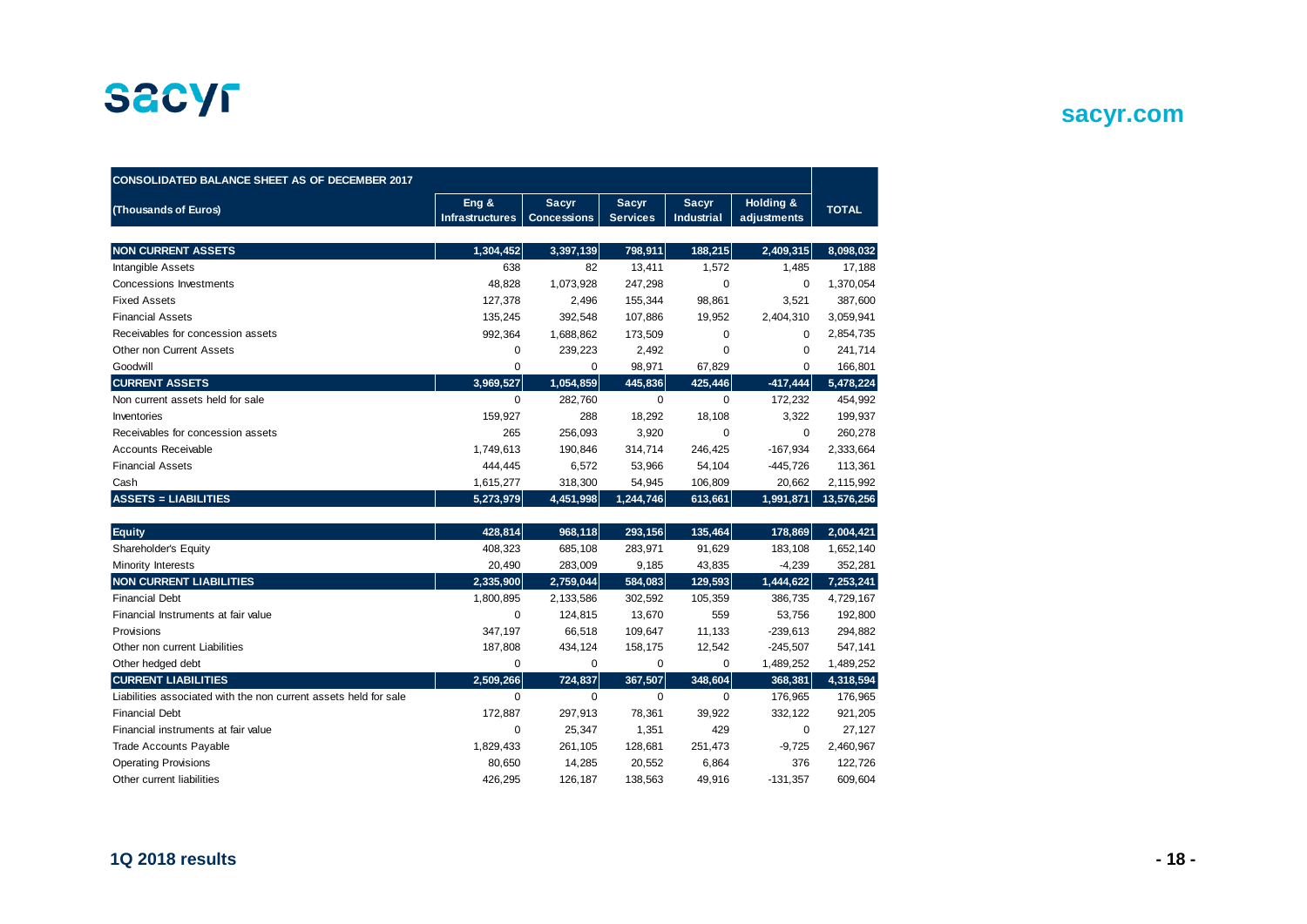| CONSOLIDATED BALANCE SHEET AS OF DECEMBER 2017 | | | | | | |
|---|---|---|---|---|---|---|
| (Thousands of Euros) | Eng & Infrastructures | Sacyr Concessions | Sacyr Services | Sacyr Industrial | Holding & adjustments | TOTAL |
| **NON CURRENT ASSETS** | **1,304,452** | **3,397,139** | **798,911** | **188,215** | **2,409,315** | **8,098,032** |
| Intangible Assets | 638 | 82 | 13,411 | 1,572 | 1,485 | 17,188 |
| Concessions Investments | 48,828 | 1,073,928 | 247,298 | 0 | 0 | 1,370,054 |
| Fixed Assets | 127,378 | 2,496 | 155,344 | 98,861 | 3,521 | 387,600 |
| Financial Assets | 135,245 | 392,548 | 107,886 | 19,952 | 2,404,310 | 3,059,941 |
| Receivables for concession assets | 992,364 | 1,688,862 | 173,509 | 0 | 0 | 2,854,735 |
| Other non Current Assets | 0 | 239,223 | 2,492 | 0 | 0 | 241,714 |
| Goodwill | 0 | 0 | 98,971 | 67,829 | 0 | 166,801 |
| **CURRENT ASSETS** | **3,969,527** | **1,054,859** | **445,836** | **425,446** | **-417,444** | **5,478,224** |
| Non current assets held for sale | 0 | 282,760 | 0 | 0 | 172,232 | 454,992 |
| Inventories | 159,927 | 288 | 18,292 | 18,108 | 3,322 | 199,937 |
| Receivables for concession assets | 265 | 256,093 | 3,920 | 0 | 0 | 260,278 |
| Accounts Receivable | 1,749,613 | 190,846 | 314,714 | 246,425 | -167,934 | 2,333,664 |
| Financial Assets | 444,445 | 6,572 | 53,966 | 54,104 | -445,726 | 113,361 |
| Cash | 1,615,277 | 318,300 | 54,945 | 106,809 | 20,662 | 2,115,992 |
| **ASSETS = LIABILITIES** | **5,273,979** | **4,451,998** | **1,244,746** | **613,661** | **1,991,871** | **13,576,256** |
| **Equity** | **428,814** | **968,118** | **293,156** | **135,464** | **178,869** | **2,004,421** |
| Shareholder's Equity | 408,323 | 685,108 | 283,971 | 91,629 | 183,108 | 1,652,140 |
| Minority Interests | 20,490 | 283,009 | 9,185 | 43,835 | -4,239 | 352,281 |
| **NON CURRENT LIABILITIES** | **2,335,900** | **2,759,044** | **584,083** | **129,593** | **1,444,622** | **7,253,241** |
| Financial Debt | 1,800,895 | 2,133,586 | 302,592 | 105,359 | 386,735 | 4,729,167 |
| Financial Instruments at fair value | 0 | 124,815 | 13,670 | 559 | 53,756 | 192,800 |
| Provisions | 347,197 | 66,518 | 109,647 | 11,133 | -239,613 | 294,882 |
| Other non current Liabilities | 187,808 | 434,124 | 158,175 | 12,542 | -245,507 | 547,141 |
| Other hedged debt | 0 | 0 | 0 | 0 | 1,489,252 | 1,489,252 |
| **CURRENT LIABILITIES** | **2,509,266** | **724,837** | **367,507** | **348,604** | **368,381** | **4,318,594** |
| Liabilities associated with the non current assets held for sale | 0 | 0 | 0 | 0 | 176,965 | 176,965 |
| Financial Debt | 172,887 | 297,913 | 78,361 | 39,922 | 332,122 | 921,205 |
| Financial instruments at fair value | 0 | 25,347 | 1,351 | 429 | 0 | 27,127 |
| Trade Accounts Payable | 1,829,433 | 261,105 | 128,681 | 251,473 | -9,725 | 2,460,967 |
| Operating Provisions | 80,650 | 14,285 | 20,552 | 6,864 | 376 | 122,726 |
| Other current liabilities | 426,295 | 126,187 | 138,563 | 49,916 | -131,357 | 609,604 |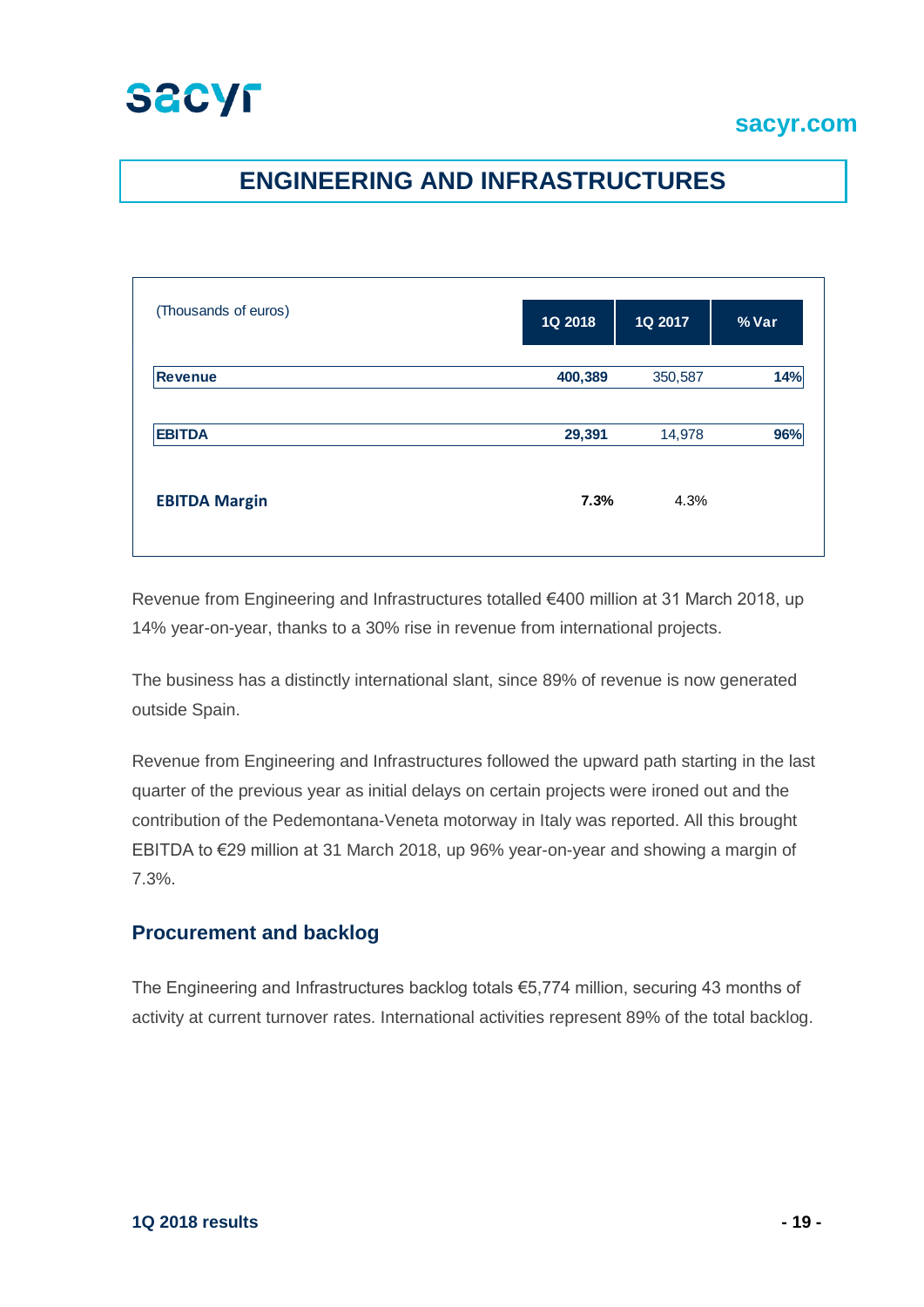# ENGINEERING AND INFRASTRUCTURES

| (Thousands of euros) | 1Q 2018 | 1Q 2017 | % Var |
|---|---|---|---|
| **Revenue** | **400,389** | 350,587 | **14%** |
| **EBITDA** | **29,391** | 14,978 | **96%** |
| **EBITDA Margin** | **7.3%** | 4.3% | |

Revenue from Engineering and Infrastructures totalled €400 million at 31 March 2018, up 14% year-on-year, thanks to a 30% rise in revenue from international projects.

The business has a distinctly international slant, since 89% of revenue is now generated outside Spain.

Revenue from Engineering and Infrastructures followed the upward path starting in the last quarter of the previous year as initial delays on certain projects were ironed out and the contribution of the Pedemontana-Veneta motorway in Italy was reported. All this brought EBITDA to €29 million at 31 March 2018, up 96% year-on-year and showing a margin of 7.3%.

## Procurement and backlog

The Engineering and Infrastructures backlog totals €5,774 million, securing 43 months of activity at current turnover rates. International activities represent 89% of the total backlog.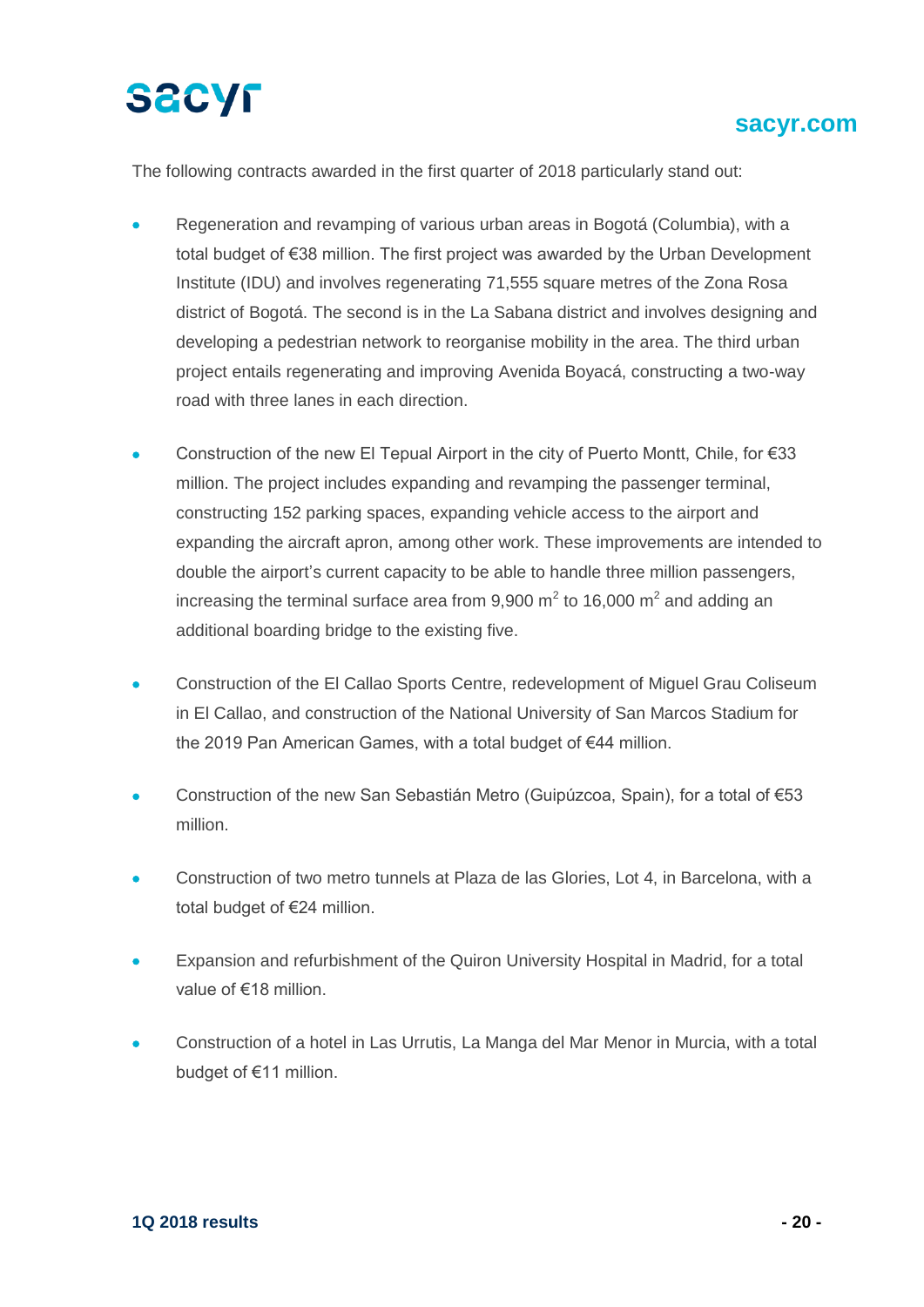The following contracts awarded in the first quarter of 2018 particularly stand out:

- Regeneration and revamping of various urban areas in Bogotá (Columbia), with a total budget of €38 million. The first project was awarded by the Urban Development Institute (IDU) and involves regenerating 71,555 square metres of the Zona Rosa district of Bogotá. The second is in the La Sabana district and involves designing and developing a pedestrian network to reorganise mobility in the area. The third urban project entails regenerating and improving Avenida Boyacá, constructing a two-way road with three lanes in each direction.

- Construction of the new El Tepual Airport in the city of Puerto Montt, Chile, for €33 million. The project includes expanding and revamping the passenger terminal, constructing 152 parking spaces, expanding vehicle access to the airport and expanding the aircraft apron, among other work. These improvements are intended to double the airport's current capacity to be able to handle three million passengers, increasing the terminal surface area from 9,900 $m^2$ to 16,000 $m^2$ and adding an additional boarding bridge to the existing five.

- Construction of the El Callao Sports Centre, redevelopment of Miguel Grau Coliseum in El Callao, and construction of the National University of San Marcos Stadium for the 2019 Pan American Games, with a total budget of €44 million.

- Construction of the new San Sebastián Metro (Guipúzcoa, Spain), for a total of €53 million.

- Construction of two metro tunnels at Plaza de las Glories, Lot 4, in Barcelona, with a total budget of €24 million.

- Expansion and refurbishment of the Quiron University Hospital in Madrid, for a total value of €18 million.

- Construction of a hotel in Las Urrutis, La Manga del Mar Menor in Murcia, with a total budget of €11 million.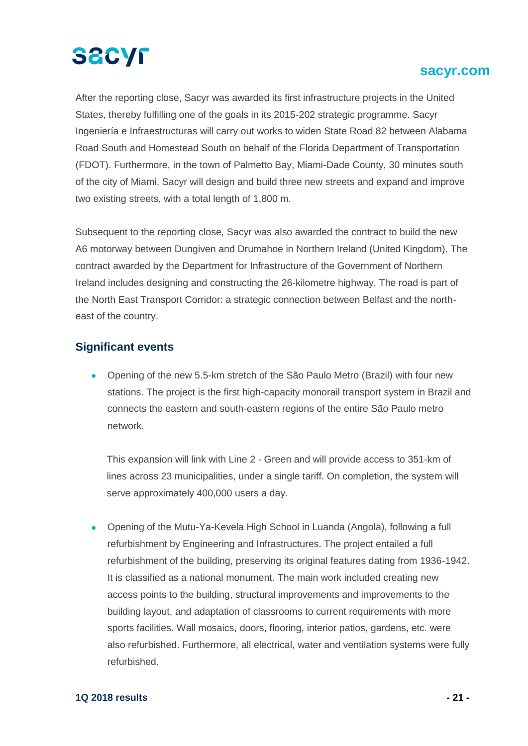After the reporting close, Sacyr was awarded its first infrastructure projects in the United States, thereby fulfilling one of the goals in its 2015-202 strategic programme. Sacyr Ingeniería e Infraestructuras will carry out works to widen State Road 82 between Alabama Road South and Homestead South on behalf of the Florida Department of Transportation (FDOT). Furthermore, in the town of Palmetto Bay, Miami-Dade County, 30 minutes south of the city of Miami, Sacyr will design and build three new streets and expand and improve two existing streets, with a total length of 1,800 m.

Subsequent to the reporting close, Sacyr was also awarded the contract to build the new A6 motorway between Dungiven and Drumahoe in Northern Ireland (United Kingdom). The contract awarded by the Department for Infrastructure of the Government of Northern Ireland includes designing and constructing the 26-kilometre highway. The road is part of the North East Transport Corridor: a strategic connection between Belfast and the north-east of the country.

## Significant events

- Opening of the new 5.5-km stretch of the São Paulo Metro (Brazil) with four new stations. The project is the first high-capacity monorail transport system in Brazil and connects the eastern and south-eastern regions of the entire São Paulo metro network.

  This expansion will link with Line 2 - Green and will provide access to 351-km of lines across 23 municipalities, under a single tariff. On completion, the system will serve approximately 400,000 users a day.

- Opening of the Mutu-Ya-Kevela High School in Luanda (Angola), following a full refurbishment by Engineering and Infrastructures. The project entailed a full refurbishment of the building, preserving its original features dating from 1936-1942. It is classified as a national monument. The main work included creating new access points to the building, structural improvements and improvements to the building layout, and adaptation of classrooms to current requirements with more sports facilities. Wall mosaics, doors, flooring, interior patios, gardens, etc. were also refurbished. Furthermore, all electrical, water and ventilation systems were fully refurbished.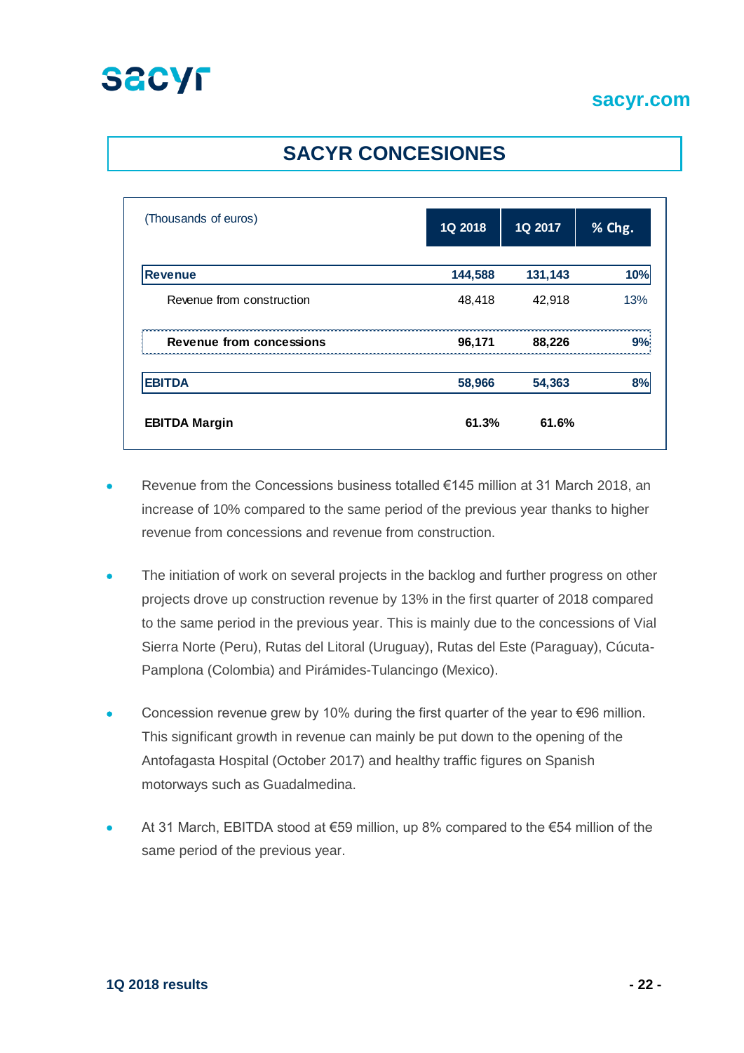# SACYR CONCESIONES

| (Thousands of euros) | 1Q 2018 | 1Q 2017 | % Chg. |
|---|---|---|---|
| **Revenue** | **144,588** | **131,143** | **10%** |
| Revenue from construction | 48,418 | 42,918 | 13% |
| **Revenue from concessions** | **96,171** | **88,226** | **9%** |
| **EBITDA** | **58,966** | **54,363** | **8%** |
| **EBITDA Margin** | **61.3%** | **61.6%** | |

- Revenue from the Concessions business totalled €145 million at 31 March 2018, an increase of 10% compared to the same period of the previous year thanks to higher revenue from concessions and revenue from construction.

- The initiation of work on several projects in the backlog and further progress on other projects drove up construction revenue by 13% in the first quarter of 2018 compared to the same period in the previous year. This is mainly due to the concessions of Vial Sierra Norte (Peru), Rutas del Litoral (Uruguay), Rutas del Este (Paraguay), Cúcuta-Pamplona (Colombia) and Pirámides-Tulancingo (Mexico).

- Concession revenue grew by 10% during the first quarter of the year to €96 million. This significant growth in revenue can mainly be put down to the opening of the Antofagasta Hospital (October 2017) and healthy traffic figures on Spanish motorways such as Guadalmedina.

- At 31 March, EBITDA stood at €59 million, up 8% compared to the €54 million of the same period of the previous year.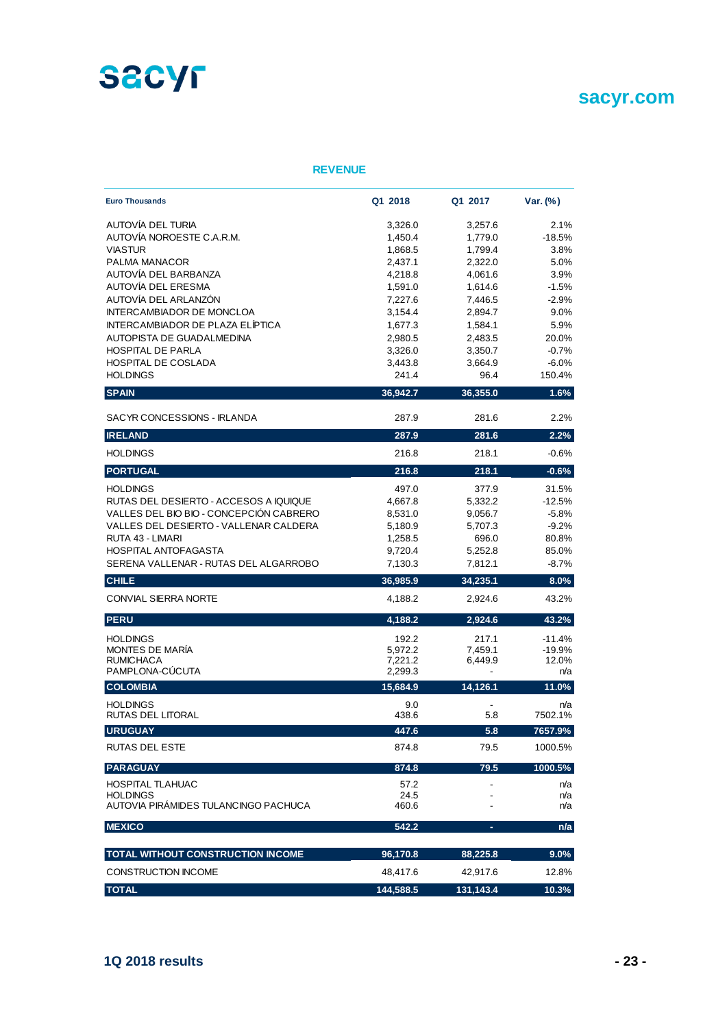## REVENUE

| Euro Thousands | Q1 2018 | Q1 2017 | Var. (%) |
|---|---|---|---|
| AUTOVÍA DEL TURIA | 3,326.0 | 3,257.6 | 2.1% |
| AUTOVÍA NOROESTE C.A.R.M. | 1,450.4 | 1,779.0 | -18.5% |
| VIASTUR | 1,868.5 | 1,799.4 | 3.8% |
| PALMA MANACOR | 2,437.1 | 2,322.0 | 5.0% |
| AUTOVÍA DEL BARBANZA | 4,218.8 | 4,061.6 | 3.9% |
| AUTOVÍA DEL ERESMA | 1,591.0 | 1,614.6 | -1.5% |
| AUTOVÍA DEL ARLANZÓN | 7,227.6 | 7,446.5 | -2.9% |
| INTERCAMBIADOR DE MONCLOA | 3,154.4 | 2,894.7 | 9.0% |
| INTERCAMBIADOR DE PLAZA ELÍPTICA | 1,677.3 | 1,584.1 | 5.9% |
| AUTOPISTA DE GUADALMEDINA | 2,980.5 | 2,483.5 | 20.0% |
| HOSPITAL DE PARLA | 3,326.0 | 3,350.7 | -0.7% |
| HOSPITAL DE COSLADA | 3,443.8 | 3,664.9 | -6.0% |
| HOLDINGS | 241.4 | 96.4 | 150.4% |
| **SPAIN** | **36,942.7** | **36,355.0** | **1.6%** |
| SACYR CONCESSIONS - IRLANDA | 287.9 | 281.6 | 2.2% |
| **IRELAND** | **287.9** | **281.6** | **2.2%** |
| HOLDINGS | 216.8 | 218.1 | -0.6% |
| **PORTUGAL** | **216.8** | **218.1** | **-0.6%** |
| HOLDINGS | 497.0 | 377.9 | 31.5% |
| RUTAS DEL DESIERTO - ACCESOS A IQUIQUE | 4,667.8 | 5,332.2 | -12.5% |
| VALLES DEL BIO BIO - CONCEPCIÓN CABRERO | 8,531.0 | 9,056.7 | -5.8% |
| VALLES DEL DESIERTO - VALLENAR CALDERA | 5,180.9 | 5,707.3 | -9.2% |
| RUTA 43 - LIMARI | 1,258.5 | 696.0 | 80.8% |
| HOSPITAL ANTOFAGASTA | 9,720.4 | 5,252.8 | 85.0% |
| SERENA VALLENAR - RUTAS DEL ALGARROBO | 7,130.3 | 7,812.1 | -8.7% |
| **CHILE** | **36,985.9** | **34,235.1** | **8.0%** |
| CONVIAL SIERRA NORTE | 4,188.2 | 2,924.6 | 43.2% |
| **PERU** | **4,188.2** | **2,924.6** | **43.2%** |
| HOLDINGS | 192.2 | 217.1 | -11.4% |
| MONTES DE MARÍA | 5,972.2 | 7,459.1 | -19.9% |
| RUMICHACA | 7,221.2 | 6,449.9 | 12.0% |
| PAMPLONA-CÚCUTA | 2,299.3 | - | n/a |
| **COLOMBIA** | **15,684.9** | **14,126.1** | **11.0%** |
| HOLDINGS | 9.0 | - | n/a |
| RUTAS DEL LITORAL | 438.6 | 5.8 | 7502.1% |
| **URUGUAY** | **447.6** | **5.8** | **7657.9%** |
| RUTAS DEL ESTE | 874.8 | 79.5 | 1000.5% |
| **PARAGUAY** | **874.8** | **79.5** | **1000.5%** |
| HOSPITAL TLAHUAC | 57.2 | - | n/a |
| HOLDINGS | 24.5 | - | n/a |
| AUTOVIA PIRÁMIDES TULANCINGO PACHUCA | 460.6 | - | n/a |
| **MEXICO** | **542.2** | **-** | **n/a** |
| **TOTAL WITHOUT CONSTRUCTION INCOME** | **96,170.8** | **88,225.8** | **9.0%** |
| CONSTRUCTION INCOME | 48,417.6 | 42,917.6 | 12.8% |
| **TOTAL** | **144,588.5** | **131,143.4** | **10.3%** |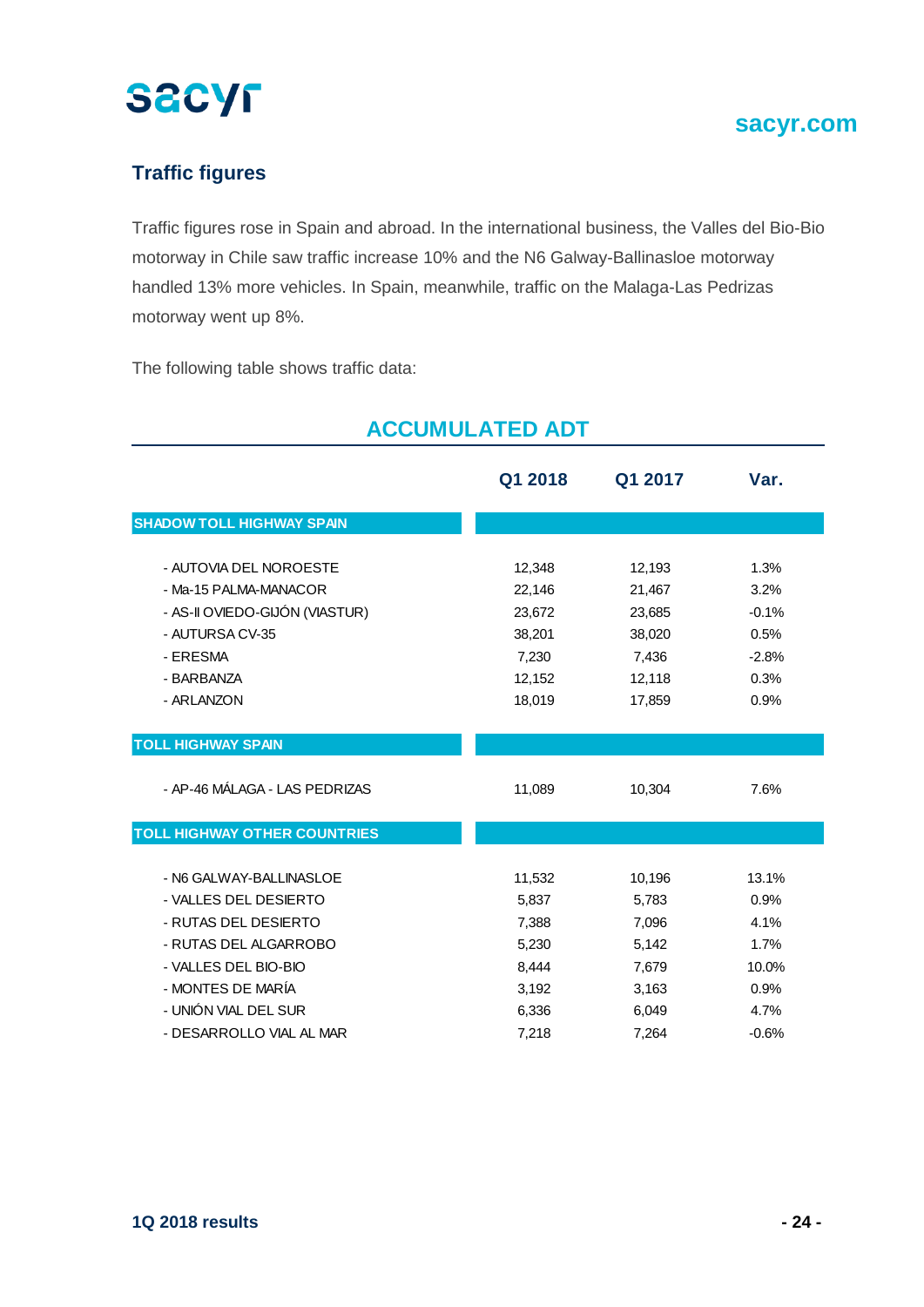## Traffic figures

Traffic figures rose in Spain and abroad. In the international business, the Valles del Bio-Bio motorway in Chile saw traffic increase 10% and the N6 Galway-Ballinasloe motorway handled 13% more vehicles. In Spain, meanwhile, traffic on the Malaga-Las Pedrizas motorway went up 8%.

The following table shows traffic data:

### ACCUMULATED ADT

| | Q1 2018 | Q1 2017 | Var. |
|---|---|---|---|
| **SHADOW TOLL HIGHWAY SPAIN** | | | |
| - AUTOVIA DEL NOROESTE | 12,348 | 12,193 | 1.3% |
| - Ma-15 PALMA-MANACOR | 22,146 | 21,467 | 3.2% |
| - AS-II OVIEDO-GIJÓN (VIASTUR) | 23,672 | 23,685 | -0.1% |
| - AUTURSA CV-35 | 38,201 | 38,020 | 0.5% |
| - ERESMA | 7,230 | 7,436 | -2.8% |
| - BARBANZA | 12,152 | 12,118 | 0.3% |
| - ARLANZON | 18,019 | 17,859 | 0.9% |
| **TOLL HIGHWAY SPAIN** | | | |
| - AP-46 MÁLAGA - LAS PEDRIZAS | 11,089 | 10,304 | 7.6% |
| **TOLL HIGHWAY OTHER COUNTRIES** | | | |
| - N6 GALWAY-BALLINASLOE | 11,532 | 10,196 | 13.1% |
| - VALLES DEL DESIERTO | 5,837 | 5,783 | 0.9% |
| - RUTAS DEL DESIERTO | 7,388 | 7,096 | 4.1% |
| - RUTAS DEL ALGARROBO | 5,230 | 5,142 | 1.7% |
| - VALLES DEL BIO-BIO | 8,444 | 7,679 | 10.0% |
| - MONTES DE MARÍA | 3,192 | 3,163 | 0.9% |
| - UNIÓN VIAL DEL SUR | 6,336 | 6,049 | 4.7% |
| - DESARROLLO VIAL AL MAR | 7,218 | 7,264 | -0.6% |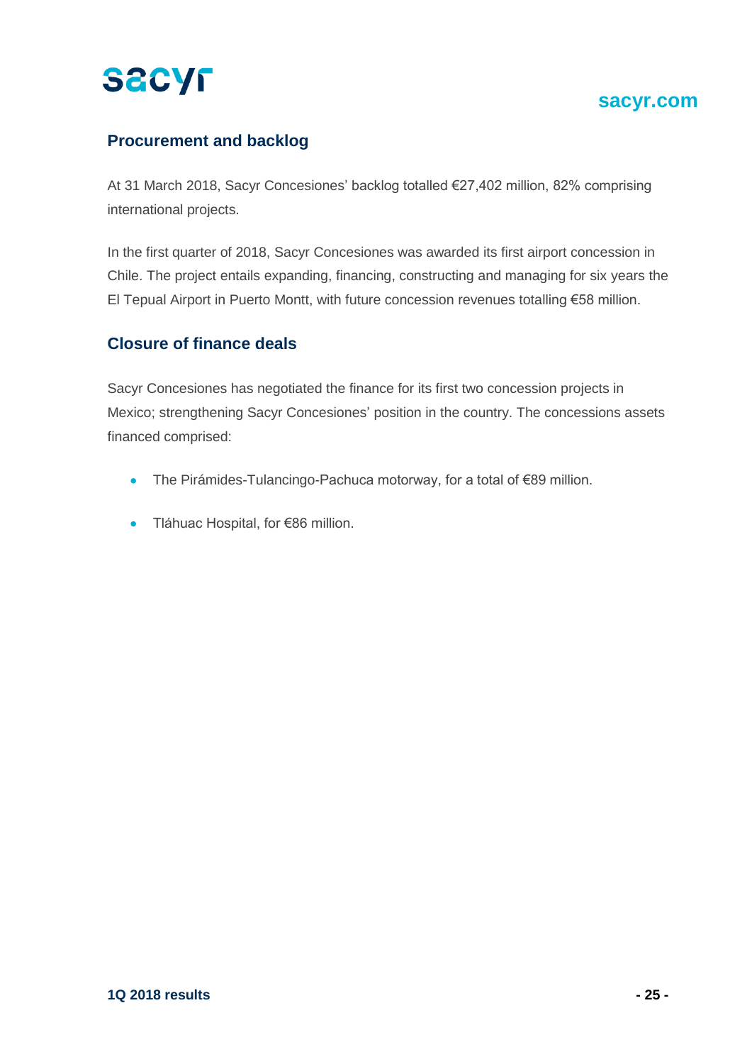## Procurement and backlog

At 31 March 2018, Sacyr Concesiones' backlog totalled €27,402 million, 82% comprising international projects.

In the first quarter of 2018, Sacyr Concesiones was awarded its first airport concession in Chile. The project entails expanding, financing, constructing and managing for six years the El Tepual Airport in Puerto Montt, with future concession revenues totalling €58 million.

## Closure of finance deals

Sacyr Concesiones has negotiated the finance for its first two concession projects in Mexico; strengthening Sacyr Concesiones' position in the country. The concessions assets financed comprised:

- The Pirámides-Tulancingo-Pachuca motorway, for a total of €89 million.
- Tláhuac Hospital, for €86 million.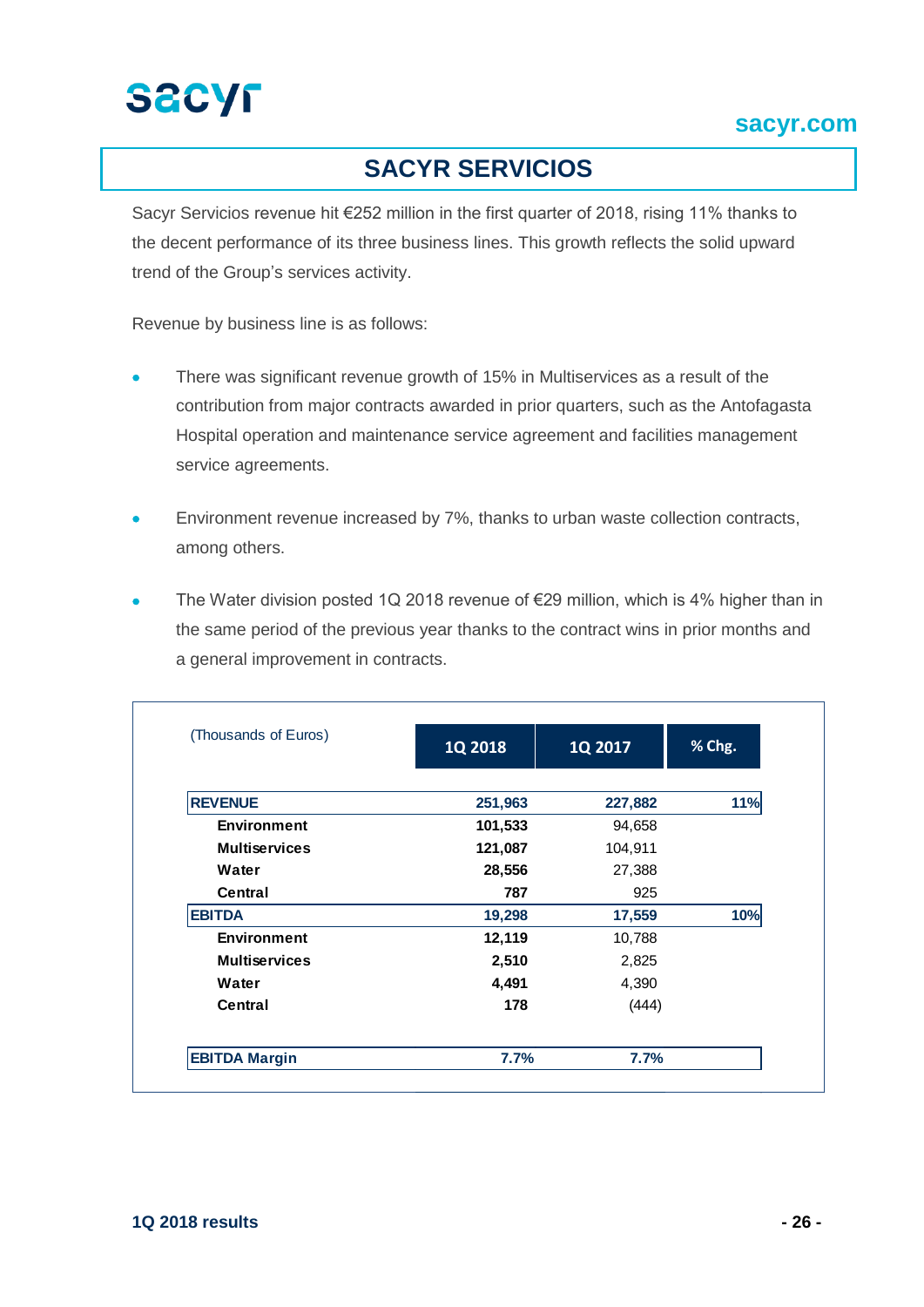# SACYR SERVICIOS

Sacyr Servicios revenue hit €252 million in the first quarter of 2018, rising 11% thanks to the decent performance of its three business lines. This growth reflects the solid upward trend of the Group's services activity.

Revenue by business line is as follows:

- There was significant revenue growth of 15% in Multiservices as a result of the contribution from major contracts awarded in prior quarters, such as the Antofagasta Hospital operation and maintenance service agreement and facilities management service agreements.
- Environment revenue increased by 7%, thanks to urban waste collection contracts, among others.
- The Water division posted 1Q 2018 revenue of €29 million, which is 4% higher than in the same period of the previous year thanks to the contract wins in prior months and a general improvement in contracts.

| (Thousands of Euros) | 1Q 2018 | 1Q 2017 | % Chg. |
|---|---|---|---|
| **REVENUE** | **251,963** | **227,882** | **11%** |
| **Environment** | **101,533** | 94,658 | |
| **Multiservices** | **121,087** | 104,911 | |
| **Water** | **28,556** | 27,388 | |
| **Central** | **787** | 925 | |
| **EBITDA** | **19,298** | **17,559** | **10%** |
| **Environment** | **12,119** | 10,788 | |
| **Multiservices** | **2,510** | 2,825 | |
| **Water** | **4,491** | 4,390 | |
| **Central** | **178** | (444) | |
| **EBITDA Margin** | **7.7%** | **7.7%** | |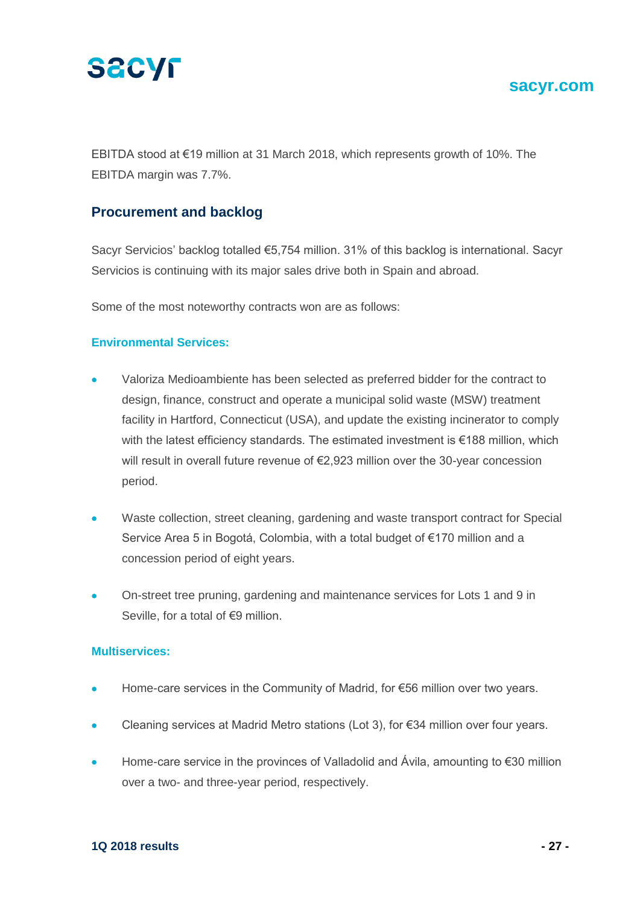EBITDA stood at €19 million at 31 March 2018, which represents growth of 10%. The EBITDA margin was 7.7%.

## Procurement and backlog

Sacyr Servicios' backlog totalled €5,754 million. 31% of this backlog is international. Sacyr Servicios is continuing with its major sales drive both in Spain and abroad.

Some of the most noteworthy contracts won are as follows:

### Environmental Services:

- Valoriza Medioambiente has been selected as preferred bidder for the contract to design, finance, construct and operate a municipal solid waste (MSW) treatment facility in Hartford, Connecticut (USA), and update the existing incinerator to comply with the latest efficiency standards. The estimated investment is €188 million, which will result in overall future revenue of €2,923 million over the 30-year concession period.
- Waste collection, street cleaning, gardening and waste transport contract for Special Service Area 5 in Bogotá, Colombia, with a total budget of €170 million and a concession period of eight years.
- On-street tree pruning, gardening and maintenance services for Lots 1 and 9 in Seville, for a total of €9 million.

### Multiservices:

- Home-care services in the Community of Madrid, for €56 million over two years.
- Cleaning services at Madrid Metro stations (Lot 3), for €34 million over four years.
- Home-care service in the provinces of Valladolid and Ávila, amounting to €30 million over a two- and three-year period, respectively.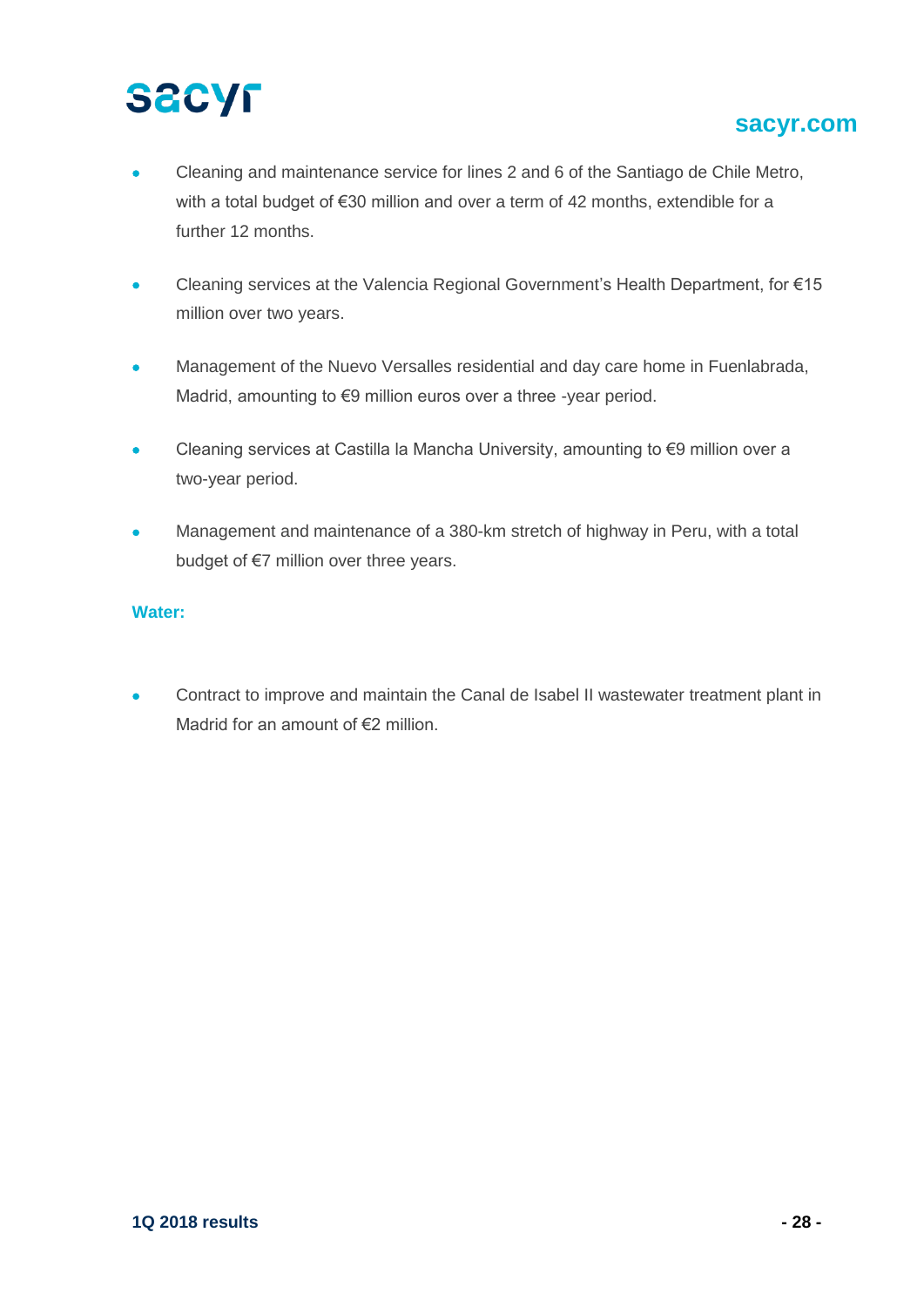- Cleaning and maintenance service for lines 2 and 6 of the Santiago de Chile Metro, with a total budget of €30 million and over a term of 42 months, extendible for a further 12 months.

- Cleaning services at the Valencia Regional Government's Health Department, for €15 million over two years.

- Management of the Nuevo Versalles residential and day care home in Fuenlabrada, Madrid, amounting to €9 million euros over a three -year period.

- Cleaning services at Castilla la Mancha University, amounting to €9 million over a two-year period.

- Management and maintenance of a 380-km stretch of highway in Peru, with a total budget of €7 million over three years.

**Water:**

- Contract to improve and maintain the Canal de Isabel II wastewater treatment plant in Madrid for an amount of €2 million.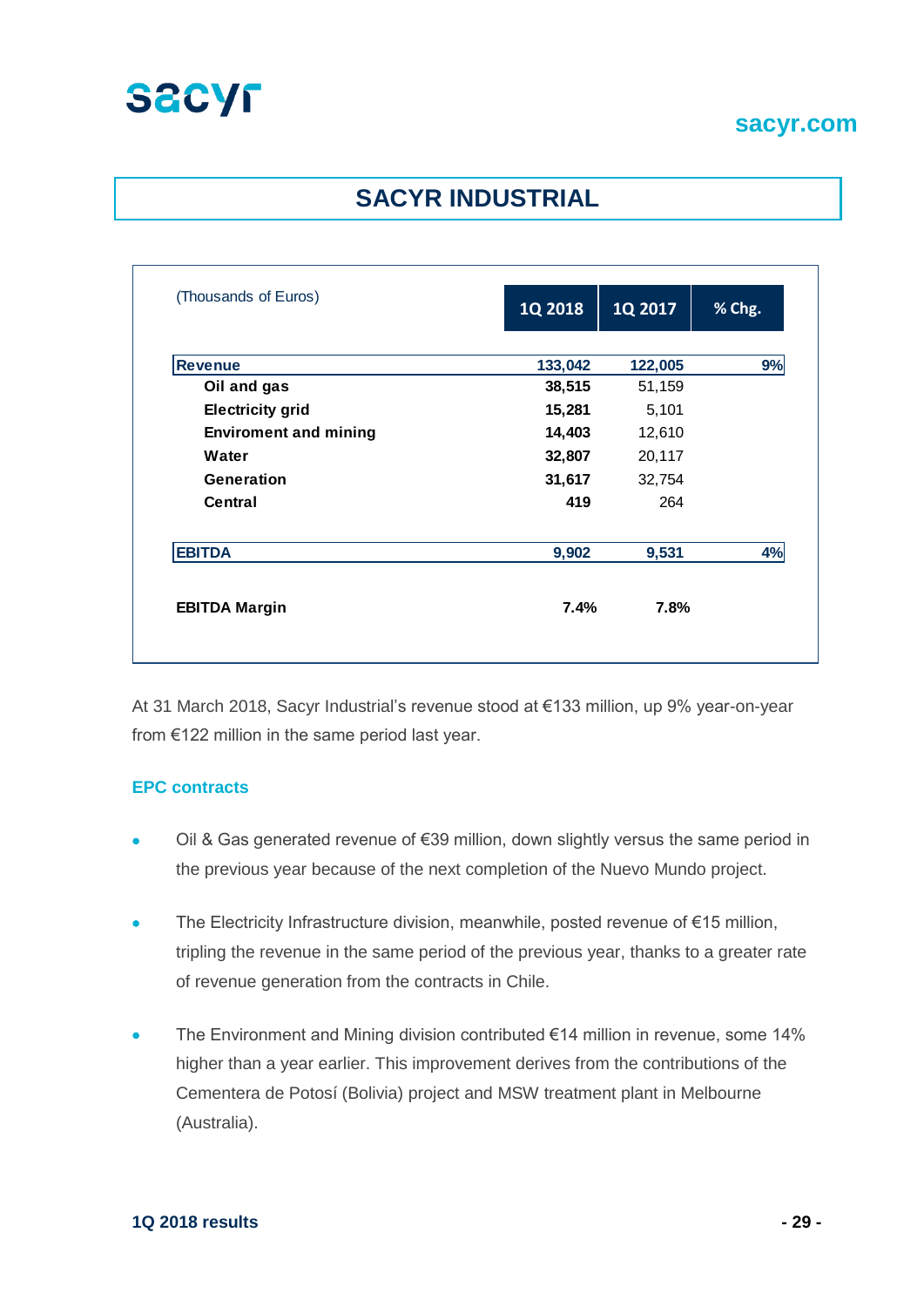# SACYR INDUSTRIAL

| (Thousands of Euros) | 1Q 2018 | 1Q 2017 | % Chg. |
|---|---|---|---|
| **Revenue** | **133,042** | **122,005** | **9%** |
| **Oil and gas** | **38,515** | 51,159 | |
| **Electricity grid** | **15,281** | 5,101 | |
| **Enviroment and mining** | **14,403** | 12,610 | |
| **Water** | **32,807** | 20,117 | |
| **Generation** | **31,617** | 32,754 | |
| **Central** | **419** | 264 | |
| **EBITDA** | **9,902** | **9,531** | **4%** |
| **EBITDA Margin** | **7.4%** | **7.8%** | |

At 31 March 2018, Sacyr Industrial's revenue stood at €133 million, up 9% year-on-year from €122 million in the same period last year.

### EPC contracts

- Oil & Gas generated revenue of €39 million, down slightly versus the same period in the previous year because of the next completion of the Nuevo Mundo project.
- The Electricity Infrastructure division, meanwhile, posted revenue of €15 million, tripling the revenue in the same period of the previous year, thanks to a greater rate of revenue generation from the contracts in Chile.
- The Environment and Mining division contributed €14 million in revenue, some 14% higher than a year earlier. This improvement derives from the contributions of the Cementera de Potosí (Bolivia) project and MSW treatment plant in Melbourne (Australia).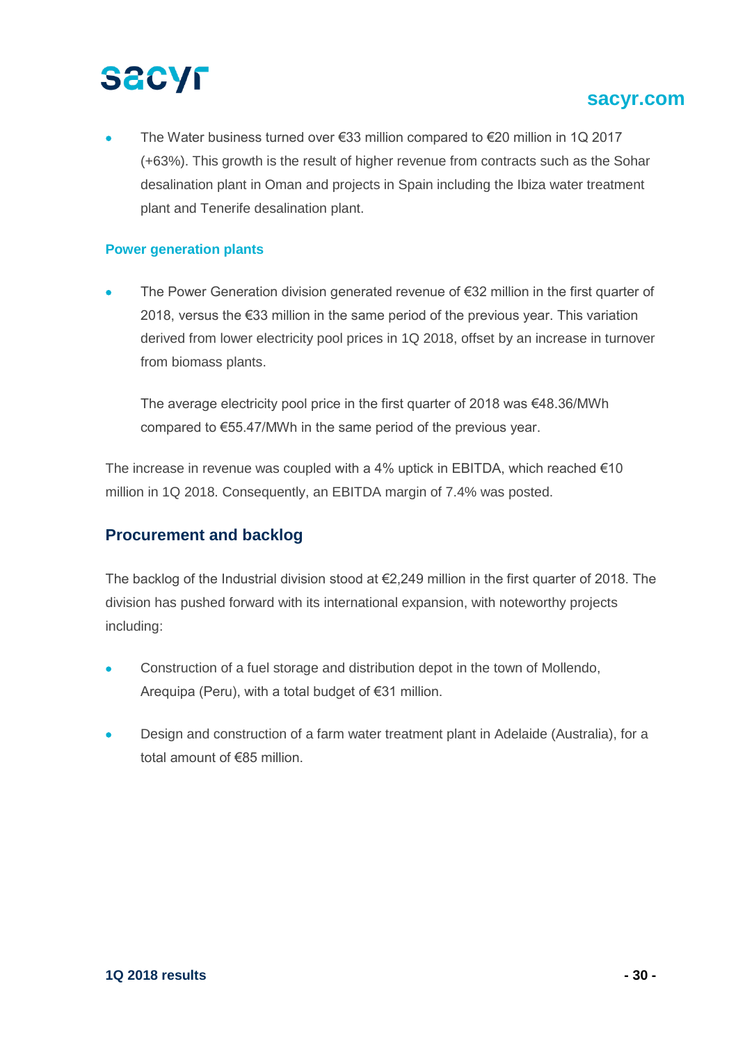- The Water business turned over €33 million compared to €20 million in 1Q 2017 (+63%). This growth is the result of higher revenue from contracts such as the Sohar desalination plant in Oman and projects in Spain including the Ibiza water treatment plant and Tenerife desalination plant.

### Power generation plants

- The Power Generation division generated revenue of €32 million in the first quarter of 2018, versus the €33 million in the same period of the previous year. This variation derived from lower electricity pool prices in 1Q 2018, offset by an increase in turnover from biomass plants.

  The average electricity pool price in the first quarter of 2018 was €48.36/MWh compared to €55.47/MWh in the same period of the previous year.

The increase in revenue was coupled with a 4% uptick in EBITDA, which reached €10 million in 1Q 2018. Consequently, an EBITDA margin of 7.4% was posted.

## Procurement and backlog

The backlog of the Industrial division stood at €2,249 million in the first quarter of 2018. The division has pushed forward with its international expansion, with noteworthy projects including:

- Construction of a fuel storage and distribution depot in the town of Mollendo, Arequipa (Peru), with a total budget of €31 million.

- Design and construction of a farm water treatment plant in Adelaide (Australia), for a total amount of €85 million.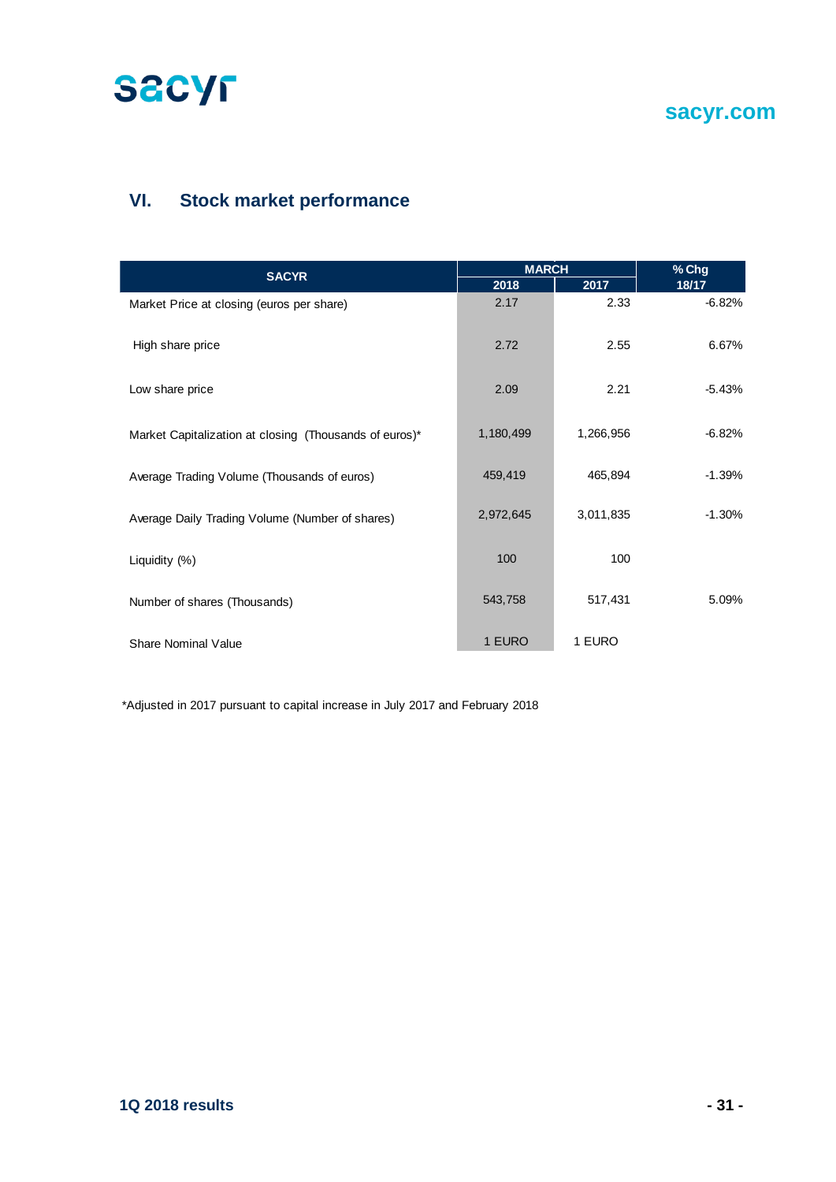## VI. Stock market performance

| SACYR | MARCH | | % Chg |
|---|---|---|---|
| | 2018 | 2017 | 18/17 |
| Market Price at closing (euros per share) | 2.17 | 2.33 | -6.82% |
| High share price | 2.72 | 2.55 | 6.67% |
| Low share price | 2.09 | 2.21 | -5.43% |
| Market Capitalization at closing (Thousands of euros)* | 1,180,499 | 1,266,956 | -6.82% |
| Average Trading Volume (Thousands of euros) | 459,419 | 465,894 | -1.39% |
| Average Daily Trading Volume (Number of shares) | 2,972,645 | 3,011,835 | -1.30% |
| Liquidity (%) | 100 | 100 | |
| Number of shares (Thousands) | 543,758 | 517,431 | 5.09% |
| Share Nominal Value | 1 EURO | 1 EURO | |

*Adjusted in 2017 pursuant to capital increase in July 2017 and February 2018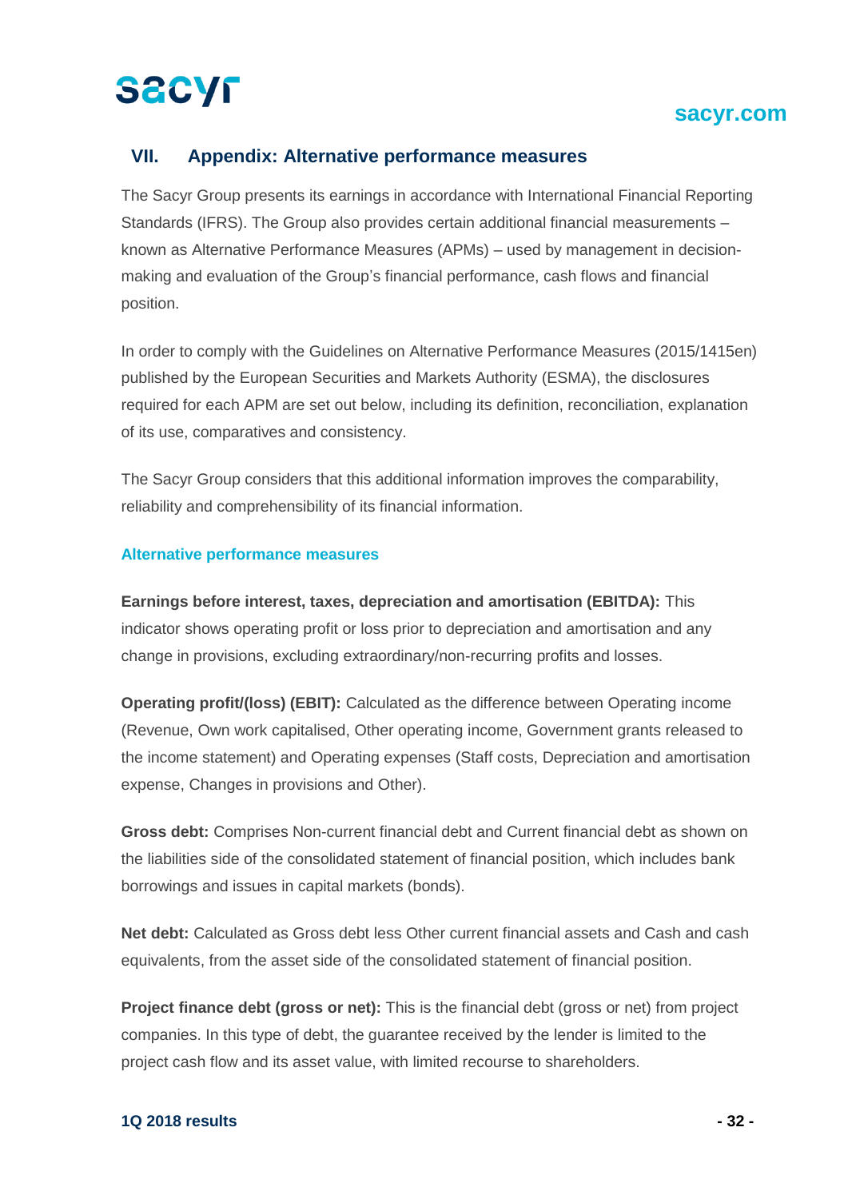## VII. Appendix: Alternative performance measures

The Sacyr Group presents its earnings in accordance with International Financial Reporting Standards (IFRS). The Group also provides certain additional financial measurements – known as Alternative Performance Measures (APMs) – used by management in decision-making and evaluation of the Group's financial performance, cash flows and financial position.

In order to comply with the Guidelines on Alternative Performance Measures (2015/1415en) published by the European Securities and Markets Authority (ESMA), the disclosures required for each APM are set out below, including its definition, reconciliation, explanation of its use, comparatives and consistency.

The Sacyr Group considers that this additional information improves the comparability, reliability and comprehensibility of its financial information.

### Alternative performance measures

**Earnings before interest, taxes, depreciation and amortisation (EBITDA):** This indicator shows operating profit or loss prior to depreciation and amortisation and any change in provisions, excluding extraordinary/non-recurring profits and losses.

**Operating profit/(loss) (EBIT):** Calculated as the difference between Operating income (Revenue, Own work capitalised, Other operating income, Government grants released to the income statement) and Operating expenses (Staff costs, Depreciation and amortisation expense, Changes in provisions and Other).

**Gross debt:** Comprises Non-current financial debt and Current financial debt as shown on the liabilities side of the consolidated statement of financial position, which includes bank borrowings and issues in capital markets (bonds).

**Net debt:** Calculated as Gross debt less Other current financial assets and Cash and cash equivalents, from the asset side of the consolidated statement of financial position.

**Project finance debt (gross or net):** This is the financial debt (gross or net) from project companies. In this type of debt, the guarantee received by the lender is limited to the project cash flow and its asset value, with limited recourse to shareholders.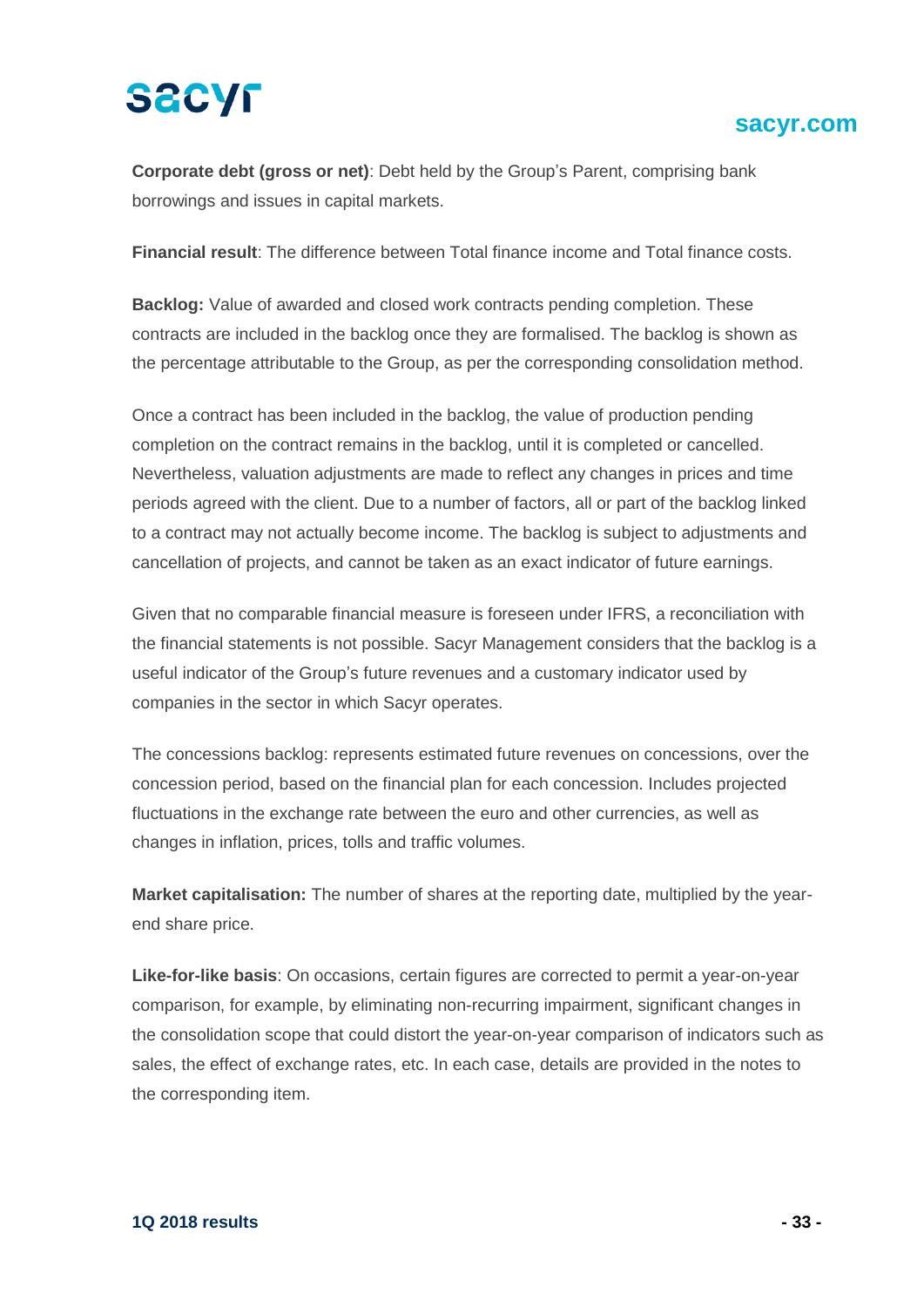**Corporate debt (gross or net)**: Debt held by the Group's Parent, comprising bank borrowings and issues in capital markets.

**Financial result**: The difference between Total finance income and Total finance costs.

**Backlog:** Value of awarded and closed work contracts pending completion. These contracts are included in the backlog once they are formalised. The backlog is shown as the percentage attributable to the Group, as per the corresponding consolidation method.

Once a contract has been included in the backlog, the value of production pending completion on the contract remains in the backlog, until it is completed or cancelled. Nevertheless, valuation adjustments are made to reflect any changes in prices and time periods agreed with the client. Due to a number of factors, all or part of the backlog linked to a contract may not actually become income. The backlog is subject to adjustments and cancellation of projects, and cannot be taken as an exact indicator of future earnings.

Given that no comparable financial measure is foreseen under IFRS, a reconciliation with the financial statements is not possible. Sacyr Management considers that the backlog is a useful indicator of the Group's future revenues and a customary indicator used by companies in the sector in which Sacyr operates.

The concessions backlog: represents estimated future revenues on concessions, over the concession period, based on the financial plan for each concession. Includes projected fluctuations in the exchange rate between the euro and other currencies, as well as changes in inflation, prices, tolls and traffic volumes.

**Market capitalisation:** The number of shares at the reporting date, multiplied by the year-end share price.

**Like-for-like basis**: On occasions, certain figures are corrected to permit a year-on-year comparison, for example, by eliminating non-recurring impairment, significant changes in the consolidation scope that could distort the year-on-year comparison of indicators such as sales, the effect of exchange rates, etc. In each case, details are provided in the notes to the corresponding item.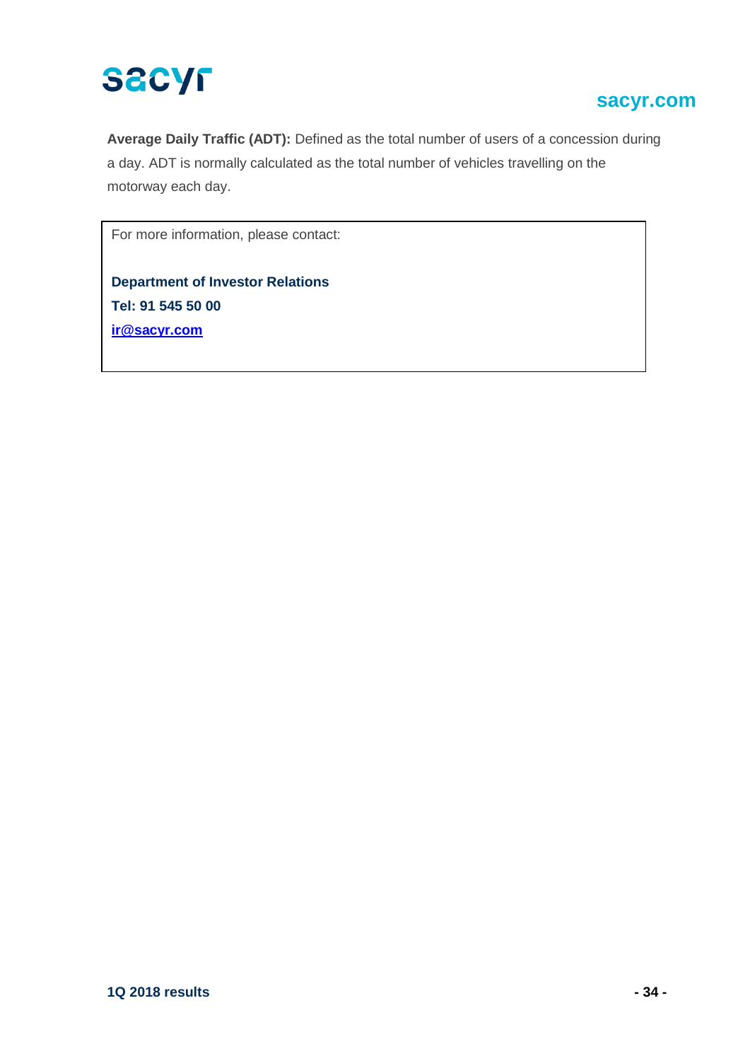**Average Daily Traffic (ADT):** Defined as the total number of users of a concession during a day. ADT is normally calculated as the total number of vehicles travelling on the motorway each day.

For more information, please contact:

**Department of Investor Relations**
**Tel: 91 545 50 00**
**ir@sacyr.com**